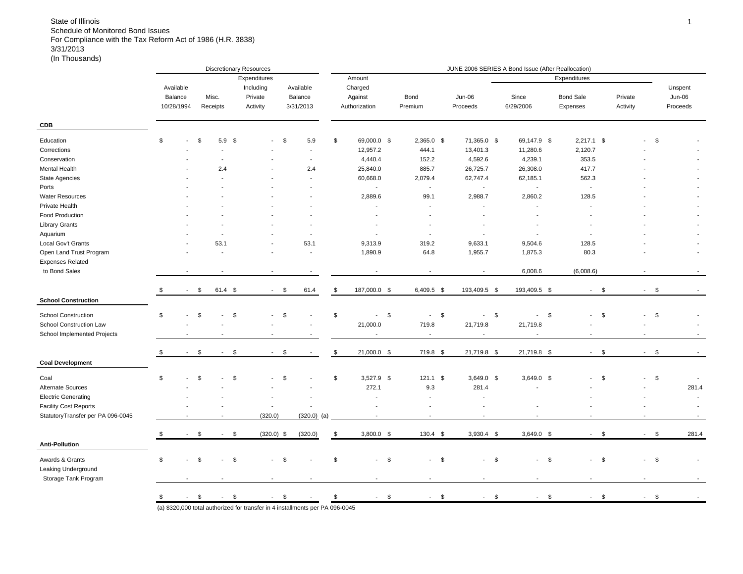State of Illinois
Schedule of Monitored Bond Issues
For Compliance with the Tax Reform Act of 1986 (H.R. 3838)
3/31/2013
(In Thousands)

| | Discretionary Resources | | | | JUNE 2006 SERIES A Bond Issue (After Reallocation) | | | | | | |
|---|---|---|---|---|---|---|---|---|---|---|---|
| | | | Expenditures | | | | | Expenditures | | | |
| | Available Balance 10/28/1994 | Misc. Receipts | Expenditures Including Private Activity | Available Balance 3/31/2013 | Amount Charged Against Authorization | Bond Premium | Jun-06 Proceeds | Since 6/29/2006 | Bond Sale Expenses | Private Activity | Unspent Jun-06 Proceeds |
| **CDB** | | | | | | | | | | | |
| Education | $ - | $ 5.9 | $ - | $ 5.9 | $ 69,000.0 | $ 2,365.0 | $ 71,365.0 | $ 69,147.9 | $ 2,217.1 | $ - | $ - |
| Corrections | - | - | - | - | 12,957.2 | 444.1 | 13,401.3 | 11,280.6 | 2,120.7 | - | - |
| Conservation | - | - | - | - | 4,440.4 | 152.2 | 4,592.6 | 4,239.1 | 353.5 | - | - |
| Mental Health | - | 2.4 | - | 2.4 | 25,840.0 | 885.7 | 26,725.7 | 26,308.0 | 417.7 | - | - |
| State Agencies | - | - | - | - | 60,668.0 | 2,079.4 | 62,747.4 | 62,185.1 | 562.3 | - | - |
| Ports | - | - | - | - | - | - | - | - | - | - | - |
| Water Resources | - | - | - | - | 2,889.6 | 99.1 | 2,988.7 | 2,860.2 | 128.5 | - | - |
| Private Health | - | - | - | - | - | - | - | - | - | - | - |
| Food Production | - | - | - | - | - | - | - | - | - | - | - |
| Library Grants | - | - | - | - | - | - | - | - | - | - | - |
| Aquarium | - | - | - | - | - | - | - | - | - | - | - |
| Local Gov't Grants | - | 53.1 | - | 53.1 | 9,313.9 | 319.2 | 9,633.1 | 9,504.6 | 128.5 | - | - |
| Open Land Trust Program | - | - | - | - | 1,890.9 | 64.8 | 1,955.7 | 1,875.3 | 80.3 | - | - |
| Expenses Related to Bond Sales | - | - | - | - | - | - | - | 6,008.6 | (6,008.6) | - | - |
| | $ - | $ 61.4 | $ - | $ 61.4 | $ 187,000.0 | $ 6,409.5 | $ 193,409.5 | $ 193,409.5 | $ - | $ - | $ - |
| **School Construction** | | | | | | | | | | | |
| School Construction | $ - | $ - | $ - | $ - | $ - | $ - | $ - | $ - | $ - | $ - | $ - |
| School Construction Law | - | - | - | - | 21,000.0 | 719.8 | 21,719.8 | 21,719.8 | - | - | - |
| School Implemented Projects | - | - | - | - | - | - | - | - | - | - | - |
| | $ - | $ - | $ - | $ - | $ 21,000.0 | $ 719.8 | $ 21,719.8 | $ 21,719.8 | $ - | $ - | $ - |
| **Coal Development** | | | | | | | | | | | |
| Coal | $ - | $ - | $ - | $ - | $ 3,527.9 | $ 121.1 | $ 3,649.0 | $ 3,649.0 | $ - | $ - | $ - |
| Alternate Sources | - | - | - | - | 272.1 | 9.3 | 281.4 | - | - | - | 281.4 |
| Electric Generating | - | - | - | - | - | - | - | - | - | - | - |
| Facility Cost Reports | - | - | - | - | - | - | - | - | - | - | - |
| StatutoryTransfer per PA 096-0045 | - | - | (320.0) | (320.0) (a) | - | - | - | - | - | - | - |
| | $ - | $ - | $ (320.0) | $ (320.0) | $ 3,800.0 | $ 130.4 | $ 3,930.4 | $ 3,649.0 | $ - | $ - | $ 281.4 |
| **Anti-Pollution** | | | | | | | | | | | |
| Awards & Grants | $ - | $ - | $ - | $ - | $ - | $ - | $ - | $ - | $ - | $ - | $ - |
| Leaking Underground Storage Tank Program | - | - | - | - | - | - | - | - | - | - | - |
| | $ - | $ - | $ - | $ - | $ - | $ - | $ - | $ - | $ - | $ - | $ - |

(a) $320,000 total authorized for transfer in 4 installments per PA 096-0045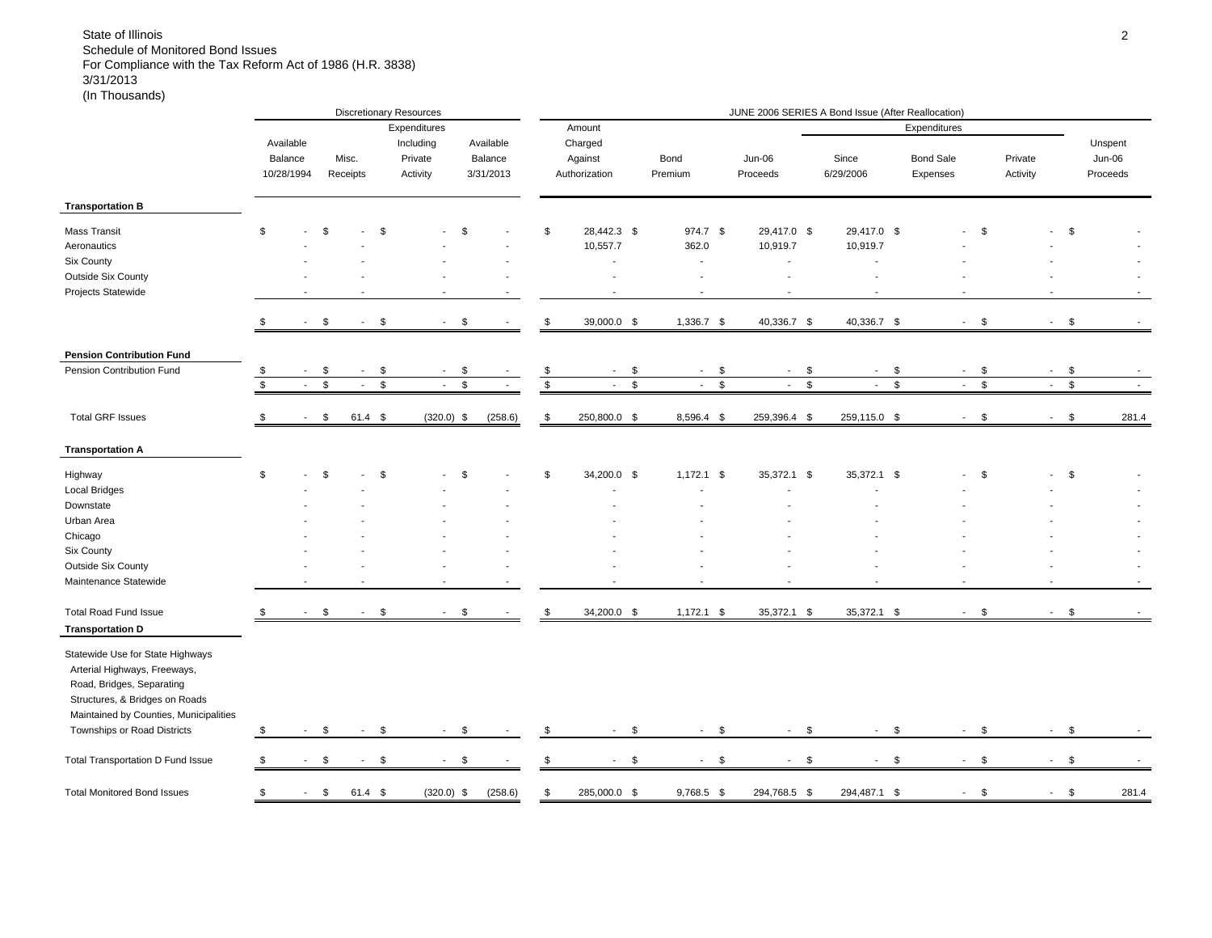State of Illinois
Schedule of Monitored Bond Issues
For Compliance with the Tax Reform Act of 1986 (H.R. 3838)
3/31/2013
(In Thousands)

| | Discretionary Resources | | | | JUNE 2006 SERIES A Bond Issue (After Reallocation) | | | | | | |
|---|---|---|---|---|---|---|---|---|---|---|---|
| | | | Expenditures | | | | | Expenditures | | | |
| | Available Balance 10/28/1994 | Misc. Receipts | Expenditures Including Private Activity | Available Balance 3/31/2013 | Amount Charged Against Authorization | Bond Premium | Jun-06 Proceeds | Since 6/29/2006 | Bond Sale Expenses | Private Activity | Unspent Jun-06 Proceeds |
| **Transportation B** | | | | | | | | | | | |
| Mass Transit | $ - | $ - | $ - | $ - | $ 28,442.3 | $ 974.7 | $ 29,417.0 | $ 29,417.0 | $ - | $ - | $ - |
| Aeronautics | - | - | - | - | 10,557.7 | 362.0 | 10,919.7 | 10,919.7 | - | - | - |
| Six County | - | - | - | - | - | - | - | - | - | - | - |
| Outside Six County | - | - | - | - | - | - | - | - | - | - | - |
| Projects Statewide | - | - | - | - | - | - | - | - | - | - | - |
| | $ - | $ - | $ - | $ - | $ 39,000.0 | $ 1,336.7 | $ 40,336.7 | $ 40,336.7 | $ - | $ - | $ - |
| **Pension Contribution Fund** | | | | | | | | | | | |
| Pension Contribution Fund | $ - | $ - | $ - | $ - | $ - | $ - | $ - | $ - | $ - | $ - | $ - |
| | $ - | $ - | $ - | $ - | $ - | $ - | $ - | $ - | $ - | $ - | $ - |
| Total GRF Issues | $ - | $ 61.4 | $ (320.0) | $ (258.6) | $ 250,800.0 | $ 8,596.4 | $ 259,396.4 | $ 259,115.0 | $ - | $ - | $ 281.4 |
| **Transportation A** | | | | | | | | | | | |
| Highway | $ - | $ - | $ - | $ - | $ 34,200.0 | $ 1,172.1 | $ 35,372.1 | $ 35,372.1 | $ - | $ - | $ - |
| Local Bridges | - | - | - | - | - | - | - | - | - | - | - |
| Downstate | - | - | - | - | - | - | - | - | - | - | - |
| Urban Area | - | - | - | - | - | - | - | - | - | - | - |
| Chicago | - | - | - | - | - | - | - | - | - | - | - |
| Six County | - | - | - | - | - | - | - | - | - | - | - |
| Outside Six County | - | - | - | - | - | - | - | - | - | - | - |
| Maintenance Statewide | - | - | - | - | - | - | - | - | - | - | - |
| Total Road Fund Issue | $ - | $ - | $ - | $ - | $ 34,200.0 | $ 1,172.1 | $ 35,372.1 | $ 35,372.1 | $ - | $ - | $ - |
| **Transportation D** | | | | | | | | | | | |
| Statewide Use for State Highways Arterial Highways, Freeways, Road, Bridges, Separating Structures, & Bridges on Roads Maintained by Counties, Municipalities Townships or Road Districts | $ - | $ - | $ - | $ - | $ - | $ - | $ - | $ - | $ - | $ - | $ - |
| Total Transportation D Fund Issue | $ - | $ - | $ - | $ - | $ - | $ - | $ - | $ - | $ - | $ - | $ - |
| Total Monitored Bond Issues | $ - | $ 61.4 | $ (320.0) | $ (258.6) | $ 285,000.0 | $ 9,768.5 | $ 294,768.5 | $ 294,487.1 | $ - | $ - | $ 281.4 |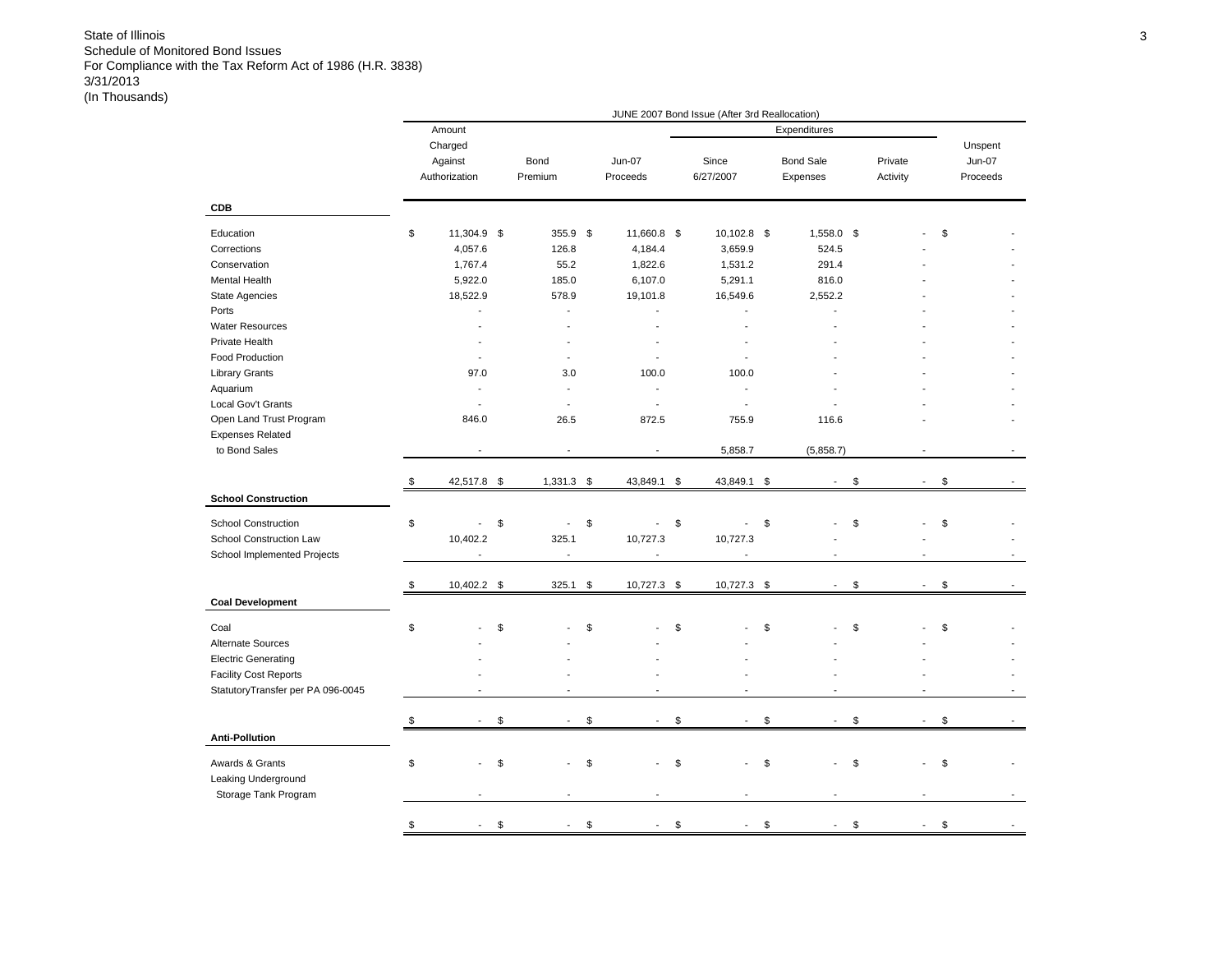State of Illinois
Schedule of Monitored Bond Issues
For Compliance with the Tax Reform Act of 1986 (H.R. 3838)
3/31/2013
(In Thousands)

| | JUNE 2007 Bond Issue (After 3rd Reallocation) | | | | | | |
|---|---|---|---|---|---|---|---|
| | | | | Expenditures | | | |
| | Amount Charged Against Authorization | Bond Premium | Jun-07 Proceeds | Since 6/27/2007 | Bond Sale Expenses | Private Activity | Unspent Jun-07 Proceeds |
| **CDB** | | | | | | | |
| Education | $ 11,304.9 | $ 355.9 | $ 11,660.8 | $ 10,102.8 | $ 1,558.0 | $ - | $ - |
| Corrections | 4,057.6 | 126.8 | 4,184.4 | 3,659.9 | 524.5 | - | - |
| Conservation | 1,767.4 | 55.2 | 1,822.6 | 1,531.2 | 291.4 | - | - |
| Mental Health | 5,922.0 | 185.0 | 6,107.0 | 5,291.1 | 816.0 | - | - |
| State Agencies | 18,522.9 | 578.9 | 19,101.8 | 16,549.6 | 2,552.2 | - | - |
| Ports | - | - | - | - | - | - | - |
| Water Resources | - | - | - | - | - | - | - |
| Private Health | - | - | - | - | - | - | - |
| Food Production | - | - | - | - | - | - | - |
| Library Grants | 97.0 | 3.0 | 100.0 | 100.0 | - | - | - |
| Aquarium | - | - | - | - | - | - | - |
| Local Gov't Grants | - | - | - | - | - | - | - |
| Open Land Trust Program | 846.0 | 26.5 | 872.5 | 755.9 | 116.6 | - | - |
| Expenses Related to Bond Sales | - | - | - | 5,858.7 | (5,858.7) | - | - |
| | $ 42,517.8 | $ 1,331.3 | $ 43,849.1 | $ 43,849.1 | $ - | $ - | $ - |
| **School Construction** | | | | | | | |
| School Construction | $ - | $ - | $ - | $ - | $ - | $ - | $ - |
| School Construction Law | 10,402.2 | 325.1 | 10,727.3 | 10,727.3 | - | - | - |
| School Implemented Projects | - | - | - | - | - | - | - |
| | $ 10,402.2 | $ 325.1 | $ 10,727.3 | $ 10,727.3 | $ - | $ - | $ - |
| **Coal Development** | | | | | | | |
| Coal | $ - | $ - | $ - | $ - | $ - | $ - | $ - |
| Alternate Sources | - | - | - | - | - | - | - |
| Electric Generating | - | - | - | - | - | - | - |
| Facility Cost Reports | - | - | - | - | - | - | - |
| StatutoryTransfer per PA 096-0045 | - | - | - | - | - | - | - |
| | $ - | $ - | $ - | $ - | $ - | $ - | $ - |
| **Anti-Pollution** | | | | | | | |
| Awards & Grants | $ - | $ - | $ - | $ - | $ - | $ - | $ - |
| Leaking Underground Storage Tank Program | - | - | - | - | - | - | - |
| | $ - | $ - | $ - | $ - | $ - | $ - | $ - |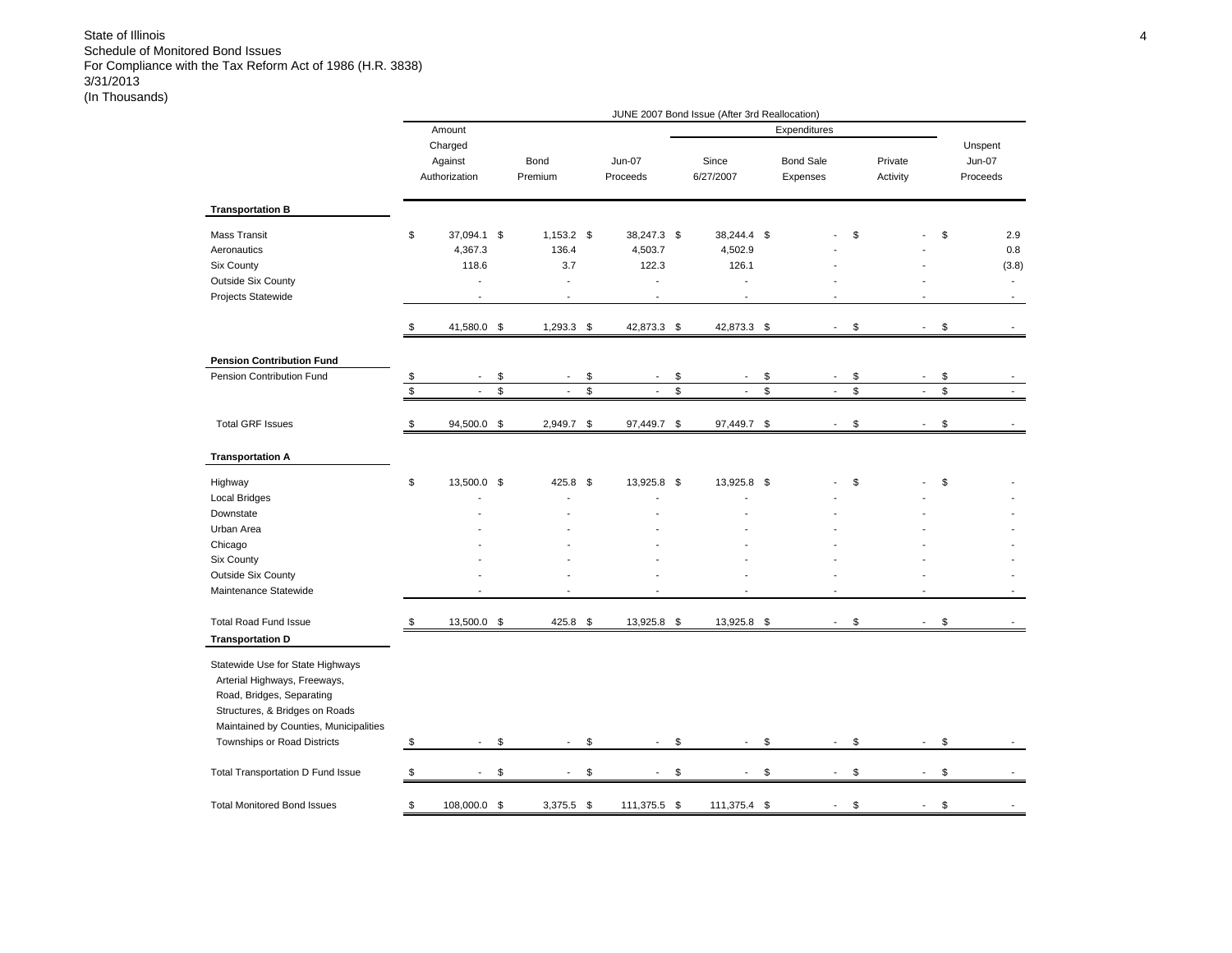State of Illinois
Schedule of Monitored Bond Issues
For Compliance with the Tax Reform Act of 1986 (H.R. 3838)
3/31/2013
(In Thousands)

| | JUNE 2007 Bond Issue (After 3rd Reallocation) | | | | | | |
|---|---|---|---|---|---|---|---|
| | | | | Expenditures | | | |
| | Amount Charged Against Authorization | Bond Premium | Jun-07 Proceeds | Since 6/27/2007 | Bond Sale Expenses | Private Activity | Unspent Jun-07 Proceeds |
| **Transportation B** | | | | | | | |
| Mass Transit | $ 37,094.1 | $ 1,153.2 | $ 38,247.3 | $ 38,244.4 | $ - | $ - | $ 2.9 |
| Aeronautics | 4,367.3 | 136.4 | 4,503.7 | 4,502.9 | - | - | 0.8 |
| Six County | 118.6 | 3.7 | 122.3 | 126.1 | - | - | (3.8) |
| Outside Six County | - | - | - | - | - | - | - |
| Projects Statewide | - | - | - | - | - | - | - |
| | $ 41,580.0 | $ 1,293.3 | $ 42,873.3 | $ 42,873.3 | $ - | $ - | $ - |
| **Pension Contribution Fund** | | | | | | | |
| Pension Contribution Fund | $ - | $ - | $ - | $ - | $ - | $ - | $ - |
| | $ - | $ - | $ - | $ - | $ - | $ - | $ - |
| Total GRF Issues | $ 94,500.0 | $ 2,949.7 | $ 97,449.7 | $ 97,449.7 | $ - | $ - | $ - |
| **Transportation A** | | | | | | | |
| Highway | $ 13,500.0 | $ 425.8 | $ 13,925.8 | $ 13,925.8 | $ - | $ - | $ - |
| Local Bridges | - | - | - | - | - | - | - |
| Downstate | - | - | - | - | - | - | - |
| Urban Area | - | - | - | - | - | - | - |
| Chicago | - | - | - | - | - | - | - |
| Six County | - | - | - | - | - | - | - |
| Outside Six County | - | - | - | - | - | - | - |
| Maintenance Statewide | - | - | - | - | - | - | - |
| Total Road Fund Issue | $ 13,500.0 | $ 425.8 | $ 13,925.8 | $ 13,925.8 | $ - | $ - | $ - |
| **Transportation D** | | | | | | | |
| Statewide Use for State Highways Arterial Highways, Freeways, Road, Bridges, Separating Structures, & Bridges on Roads Maintained by Counties, Municipalities Townships or Road Districts | $ - | $ - | $ - | $ - | $ - | $ - | $ - |
| Total Transportation D Fund Issue | $ - | $ - | $ - | $ - | $ - | $ - | $ - |
| Total Monitored Bond Issues | $ 108,000.0 | $ 3,375.5 | $ 111,375.5 | $ 111,375.4 | $ - | $ - | $ - |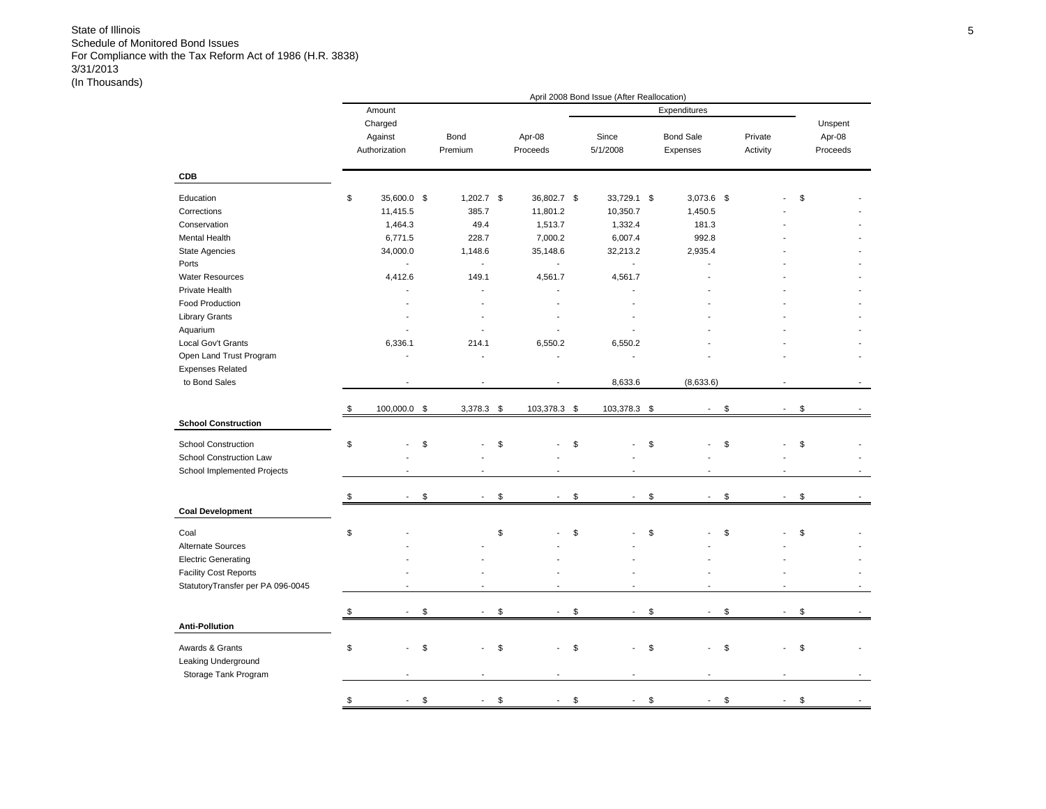State of Illinois
Schedule of Monitored Bond Issues
For Compliance with the Tax Reform Act of 1986 (H.R. 3838)
3/31/2013
(In Thousands)

| | April 2008 Bond Issue (After Reallocation) | | | | | | |
|---|---|---|---|---|---|---|---|
| | | | | Expenditures | | | |
| | Amount Charged Against Authorization | Bond Premium | Apr-08 Proceeds | Since 5/1/2008 | Bond Sale Expenses | Private Activity | Unspent Apr-08 Proceeds |
| **CDB** | | | | | | | |
| Education | $ 35,600.0 | $ 1,202.7 | $ 36,802.7 | $ 33,729.1 | $ 3,073.6 | $ - | $ - |
| Corrections | 11,415.5 | 385.7 | 11,801.2 | 10,350.7 | 1,450.5 | - | - |
| Conservation | 1,464.3 | 49.4 | 1,513.7 | 1,332.4 | 181.3 | - | - |
| Mental Health | 6,771.5 | 228.7 | 7,000.2 | 6,007.4 | 992.8 | - | - |
| State Agencies | 34,000.0 | 1,148.6 | 35,148.6 | 32,213.2 | 2,935.4 | - | - |
| Ports | - | - | - | - | - | - | - |
| Water Resources | 4,412.6 | 149.1 | 4,561.7 | 4,561.7 | - | - | - |
| Private Health | - | - | - | - | - | - | - |
| Food Production | - | - | - | - | - | - | - |
| Library Grants | - | - | - | - | - | - | - |
| Aquarium | - | - | - | - | - | - | - |
| Local Gov't Grants | 6,336.1 | 214.1 | 6,550.2 | 6,550.2 | - | - | - |
| Open Land Trust Program | - | - | - | - | - | - | - |
| Expenses Related to Bond Sales | - | - | - | 8,633.6 | (8,633.6) | - | - |
| | $ 100,000.0 | $ 3,378.3 | $ 103,378.3 | $ 103,378.3 | $ - | $ - | $ - |
| **School Construction** | | | | | | | |
| School Construction | $ - | $ - | $ - | $ - | $ - | $ - | $ - |
| School Construction Law | - | - | - | - | - | - | - |
| School Implemented Projects | - | - | - | - | - | - | - |
| | $ - | $ - | $ - | $ - | $ - | $ - | $ - |
| **Coal Development** | | | | | | | |
| Coal | $ - | | $ - | $ - | $ - | $ - | $ - |
| Alternate Sources | - | - | - | - | - | - | - |
| Electric Generating | - | - | - | - | - | - | - |
| Facility Cost Reports | - | - | - | - | - | - | - |
| StatutoryTransfer per PA 096-0045 | - | - | - | - | - | - | - |
| | $ - | $ - | $ - | $ - | $ - | $ - | $ - |
| **Anti-Pollution** | | | | | | | |
| Awards & Grants | $ - | $ - | $ - | $ - | $ - | $ - | $ - |
| Leaking Underground Storage Tank Program | - | - | - | - | - | - | - |
| | $ - | $ - | $ - | $ - | $ - | $ - | $ - |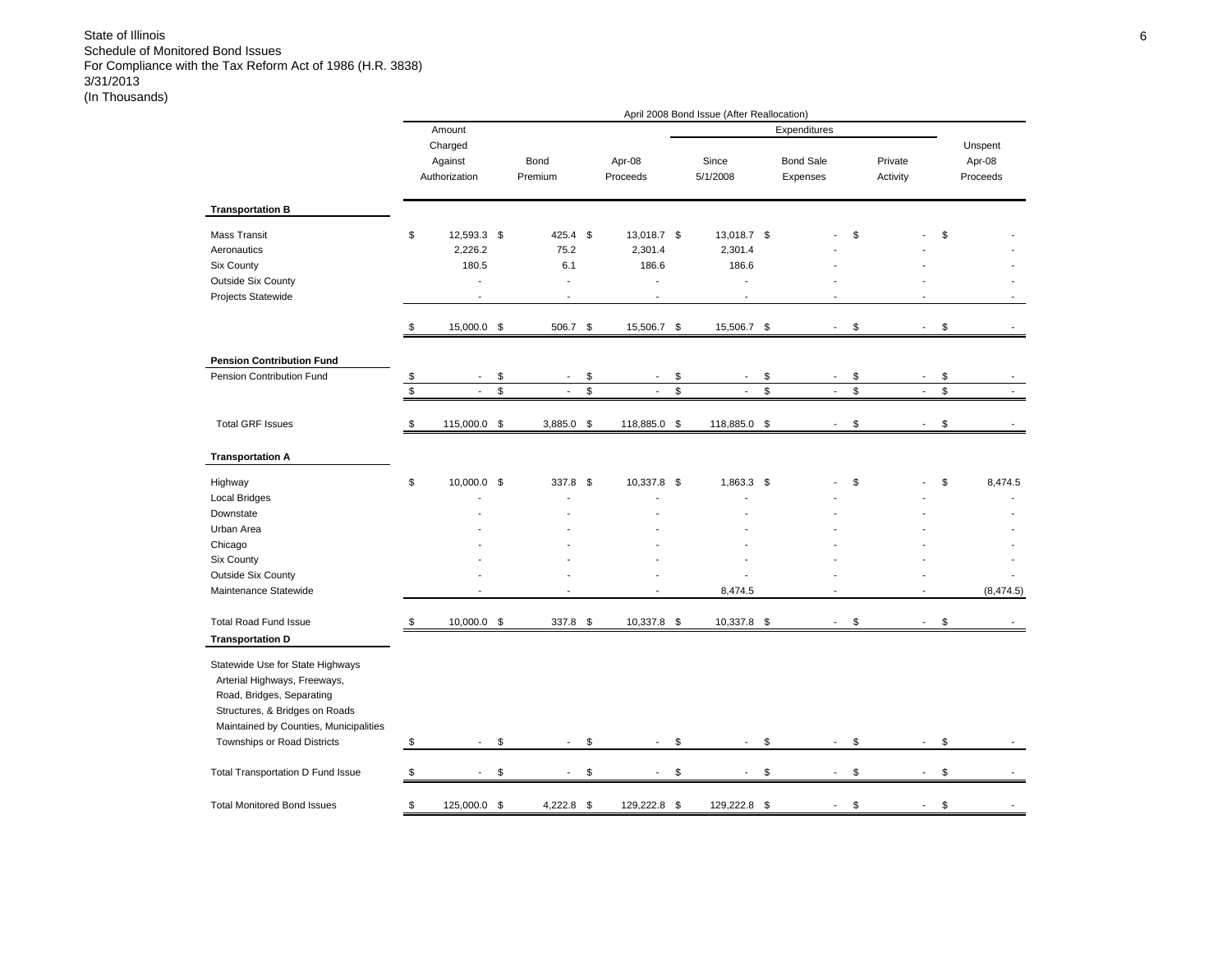State of Illinois
Schedule of Monitored Bond Issues
For Compliance with the Tax Reform Act of 1986 (H.R. 3838)
3/31/2013
(In Thousands)

| | April 2008 Bond Issue (After Reallocation) | | | | | | |
|---|---|---|---|---|---|---|---|
| | | | | Expenditures | | | |
| | Amount Charged Against Authorization | Bond Premium | Apr-08 Proceeds | Since 5/1/2008 | Bond Sale Expenses | Private Activity | Unspent Apr-08 Proceeds |
| **Transportation B** | | | | | | | |
| Mass Transit | $ 12,593.3 | $ 425.4 | $ 13,018.7 | $ 13,018.7 | $ - | $ - | $ - |
| Aeronautics | 2,226.2 | 75.2 | 2,301.4 | 2,301.4 | - | - | - |
| Six County | 180.5 | 6.1 | 186.6 | 186.6 | - | - | - |
| Outside Six County | - | - | - | - | - | - | - |
| Projects Statewide | - | - | - | - | - | - | - |
| | $ 15,000.0 | $ 506.7 | $ 15,506.7 | $ 15,506.7 | $ - | $ - | $ - |
| **Pension Contribution Fund** | | | | | | | |
| Pension Contribution Fund | $ - | $ - | $ - | $ - | $ - | $ - | $ - |
| | $ - | $ - | $ - | $ - | $ - | $ - | $ - |
| Total GRF Issues | $ 115,000.0 | $ 3,885.0 | $ 118,885.0 | $ 118,885.0 | $ - | $ - | $ - |
| **Transportation A** | | | | | | | |
| Highway | $ 10,000.0 | $ 337.8 | $ 10,337.8 | $ 1,863.3 | $ - | $ - | $ 8,474.5 |
| Local Bridges | - | - | - | - | - | - | - |
| Downstate | - | - | - | - | - | - | - |
| Urban Area | - | - | - | - | - | - | - |
| Chicago | - | - | - | - | - | - | - |
| Six County | - | - | - | - | - | - | - |
| Outside Six County | - | - | - | - | - | - | - |
| Maintenance Statewide | - | - | - | 8,474.5 | - | - | (8,474.5) |
| Total Road Fund Issue | $ 10,000.0 | $ 337.8 | $ 10,337.8 | $ 10,337.8 | $ - | $ - | $ - |
| **Transportation D** | | | | | | | |
| Statewide Use for State Highways Arterial Highways, Freeways, Road, Bridges, Separating Structures, & Bridges on Roads Maintained by Counties, Municipalities Townships or Road Districts | $ - | $ - | $ - | $ - | $ - | $ - | $ - |
| Total Transportation D Fund Issue | $ - | $ - | $ - | $ - | $ - | $ - | $ - |
| Total Monitored Bond Issues | $ 125,000.0 | $ 4,222.8 | $ 129,222.8 | $ 129,222.8 | $ - | $ - | $ - |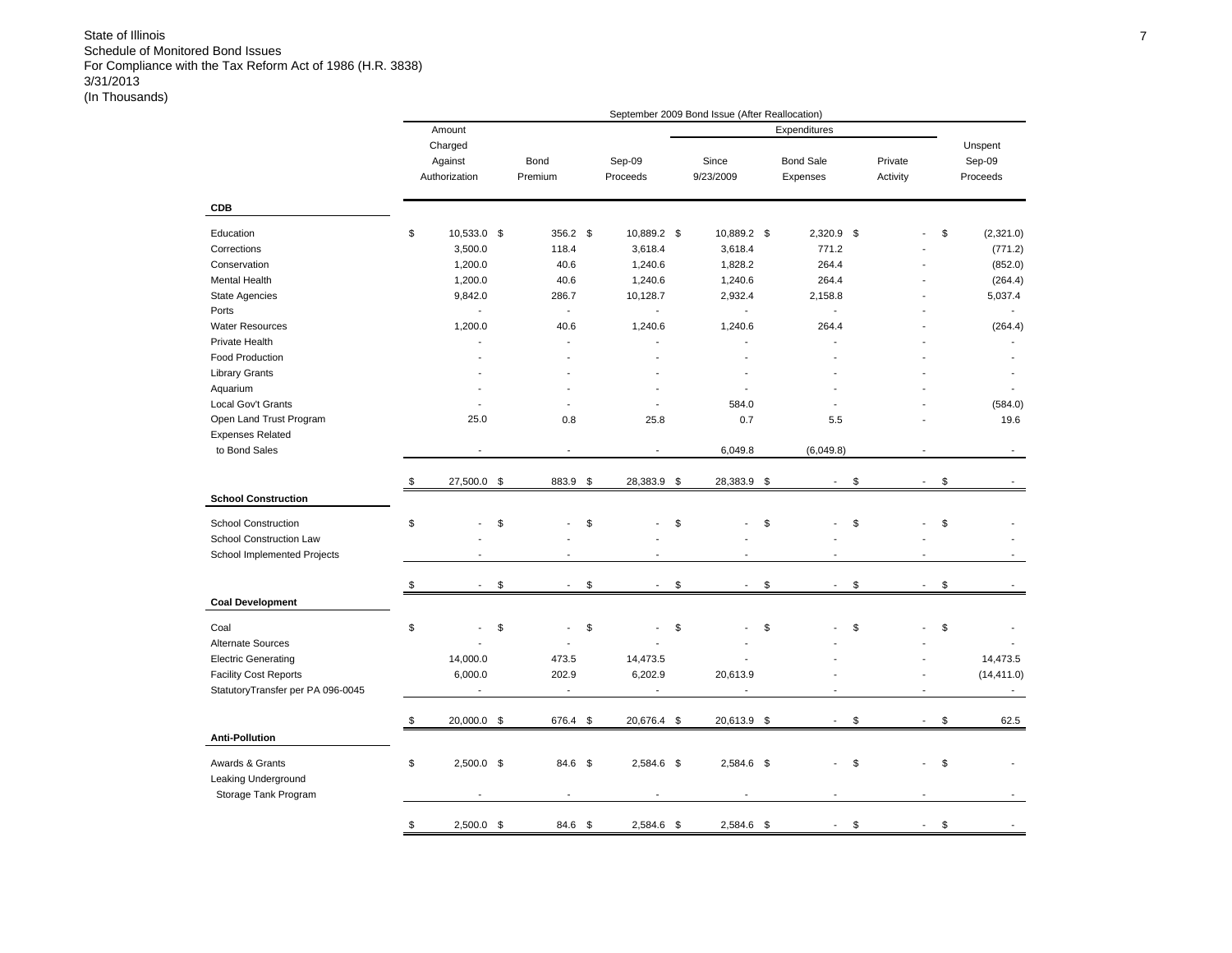State of Illinois
Schedule of Monitored Bond Issues
For Compliance with the Tax Reform Act of 1986 (H.R. 3838)
3/31/2013
(In Thousands)

| | September 2009 Bond Issue (After Reallocation) | | | | | | |
|---|---|---|---|---|---|---|---|
| | | | | Expenditures | | | |
| | Amount Charged Against Authorization | Bond Premium | Sep-09 Proceeds | Since 9/23/2009 | Bond Sale Expenses | Private Activity | Unspent Sep-09 Proceeds |
| **CDB** | | | | | | | |
| Education | $ 10,533.0 | $ 356.2 | $ 10,889.2 | $ 10,889.2 | $ 2,320.9 | $ - | $ (2,321.0) |
| Corrections | 3,500.0 | 118.4 | 3,618.4 | 3,618.4 | 771.2 | - | (771.2) |
| Conservation | 1,200.0 | 40.6 | 1,240.6 | 1,828.2 | 264.4 | - | (852.0) |
| Mental Health | 1,200.0 | 40.6 | 1,240.6 | 1,240.6 | 264.4 | - | (264.4) |
| State Agencies | 9,842.0 | 286.7 | 10,128.7 | 2,932.4 | 2,158.8 | - | 5,037.4 |
| Ports | - | - | - | - | - | - | - |
| Water Resources | 1,200.0 | 40.6 | 1,240.6 | 1,240.6 | 264.4 | - | (264.4) |
| Private Health | - | - | - | - | - | - | - |
| Food Production | - | - | - | - | - | - | - |
| Library Grants | - | - | - | - | - | - | - |
| Aquarium | - | - | - | - | - | - | - |
| Local Gov't Grants | - | - | - | 584.0 | - | - | (584.0) |
| Open Land Trust Program | 25.0 | 0.8 | 25.8 | 0.7 | 5.5 | - | 19.6 |
| Expenses Related to Bond Sales | - | - | - | 6,049.8 | (6,049.8) | - | - |
| | $ 27,500.0 | $ 883.9 | $ 28,383.9 | $ 28,383.9 | $ - | $ - | $ - |
| **School Construction** | | | | | | | |
| School Construction | $ - | $ - | $ - | $ - | $ - | $ - | $ - |
| School Construction Law | - | - | - | - | - | - | - |
| School Implemented Projects | - | - | - | - | - | - | - |
| | $ - | $ - | $ - | $ - | $ - | $ - | $ - |
| **Coal Development** | | | | | | | |
| Coal | $ - | $ - | $ - | $ - | $ - | $ - | $ - |
| Alternate Sources | - | - | - | - | - | - | - |
| Electric Generating | 14,000.0 | 473.5 | 14,473.5 | - | - | - | 14,473.5 |
| Facility Cost Reports | 6,000.0 | 202.9 | 6,202.9 | 20,613.9 | - | - | (14,411.0) |
| StatutoryTransfer per PA 096-0045 | - | - | - | - | - | - | - |
| | $ 20,000.0 | $ 676.4 | $ 20,676.4 | $ 20,613.9 | $ - | $ - | $ 62.5 |
| **Anti-Pollution** | | | | | | | |
| Awards & Grants | $ 2,500.0 | $ 84.6 | $ 2,584.6 | $ 2,584.6 | $ - | $ - | $ - |
| Leaking Underground Storage Tank Program | - | - | - | - | - | - | - |
| | $ 2,500.0 | $ 84.6 | $ 2,584.6 | $ 2,584.6 | $ - | $ - | $ - |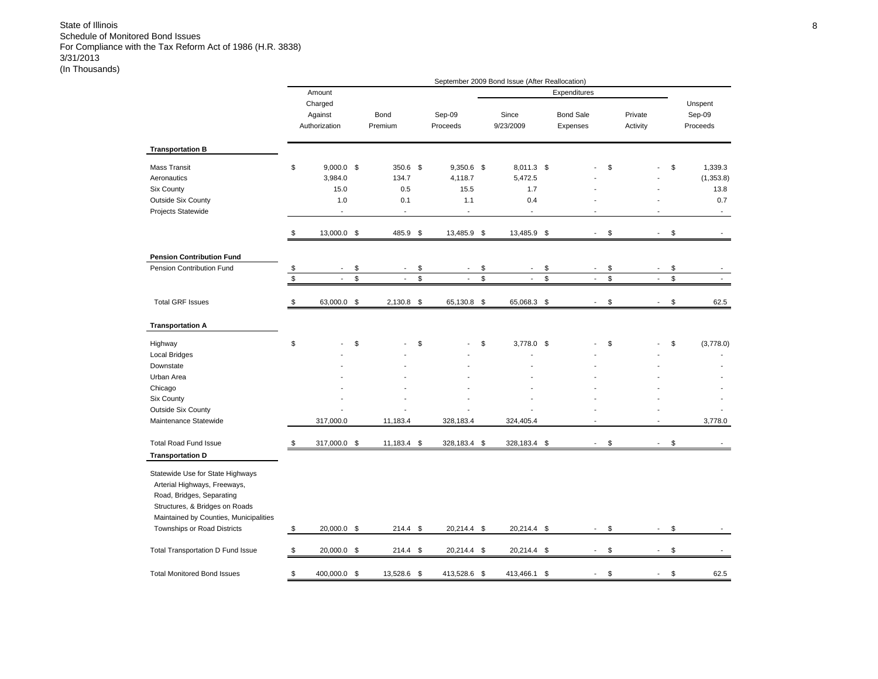State of Illinois
Schedule of Monitored Bond Issues
For Compliance with the Tax Reform Act of 1986 (H.R. 3838)
3/31/2013
(In Thousands)

| | September 2009 Bond Issue (After Reallocation) | | | | | | |
|---|---|---|---|---|---|---|---|
| | | | | Expenditures | | | |
| | Amount Charged Against Authorization | Bond Premium | Sep-09 Proceeds | Since 9/23/2009 | Bond Sale Expenses | Private Activity | Unspent Sep-09 Proceeds |
| **Transportation B** | | | | | | | |
| Mass Transit | $ 9,000.0 | $ 350.6 | $ 9,350.6 | $ 8,011.3 | $ - | $ - | $ 1,339.3 |
| Aeronautics | 3,984.0 | 134.7 | 4,118.7 | 5,472.5 | - | - | (1,353.8) |
| Six County | 15.0 | 0.5 | 15.5 | 1.7 | - | - | 13.8 |
| Outside Six County | 1.0 | 0.1 | 1.1 | 0.4 | - | - | 0.7 |
| Projects Statewide | - | - | - | - | - | - | - |
| | $ 13,000.0 | $ 485.9 | $ 13,485.9 | $ 13,485.9 | $ - | $ - | $ - |
| **Pension Contribution Fund** | | | | | | | |
| Pension Contribution Fund | $ - | $ - | $ - | $ - | $ - | $ - | $ - |
| | $ - | $ - | $ - | $ - | $ - | $ - | $ - |
| Total GRF Issues | $ 63,000.0 | $ 2,130.8 | $ 65,130.8 | $ 65,068.3 | $ - | $ - | $ 62.5 |
| **Transportation A** | | | | | | | |
| Highway | $ - | $ - | $ - | $ 3,778.0 | $ - | $ - | $ (3,778.0) |
| Local Bridges | - | - | - | - | - | - | - |
| Downstate | - | - | - | - | - | - | - |
| Urban Area | - | - | - | - | - | - | - |
| Chicago | - | - | - | - | - | - | - |
| Six County | - | - | - | - | - | - | - |
| Outside Six County | - | - | - | - | - | - | - |
| Maintenance Statewide | 317,000.0 | 11,183.4 | 328,183.4 | 324,405.4 | - | - | 3,778.0 |
| Total Road Fund Issue | $ 317,000.0 | $ 11,183.4 | $ 328,183.4 | $ 328,183.4 | $ - | $ - | $ - |
| **Transportation D** | | | | | | | |
| Statewide Use for State Highways Arterial Highways, Freeways, Road, Bridges, Separating Structures, & Bridges on Roads Maintained by Counties, Municipalities Townships or Road Districts | $ 20,000.0 | $ 214.4 | $ 20,214.4 | $ 20,214.4 | $ - | $ - | $ - |
| Total Transportation D Fund Issue | $ 20,000.0 | $ 214.4 | $ 20,214.4 | $ 20,214.4 | $ - | $ - | $ - |
| Total Monitored Bond Issues | $ 400,000.0 | $ 13,528.6 | $ 413,528.6 | $ 413,466.1 | $ - | $ - | $ 62.5 |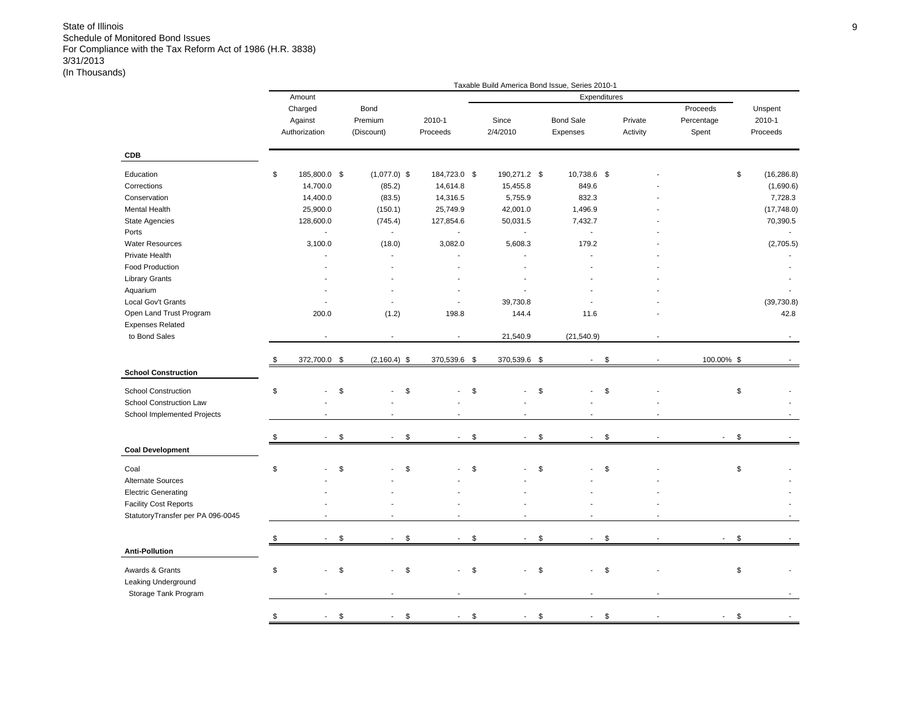State of Illinois
Schedule of Monitored Bond Issues
For Compliance with the Tax Reform Act of 1986 (H.R. 3838)
3/31/2013
(In Thousands)

| | Taxable Build America Bond Issue, Series 2010-1 | | | | | | | |
|---|---|---|---|---|---|---|---|---|
| | | | | Expenditures | | | | |
| | Amount Charged Against Authorization | Bond Premium (Discount) | 2010-1 Proceeds | Since 2/4/2010 | Bond Sale Expenses | Private Activity | Proceeds Percentage Spent | Unspent 2010-1 Proceeds |
| **CDB** | | | | | | | | |
| Education | $ 185,800.0 | $ (1,077.0) | $ 184,723.0 | $ 190,271.2 | $ 10,738.6 | $ - | | $ (16,286.8) |
| Corrections | 14,700.0 | (85.2) | 14,614.8 | 15,455.8 | 849.6 | - | | (1,690.6) |
| Conservation | 14,400.0 | (83.5) | 14,316.5 | 5,755.9 | 832.3 | - | | 7,728.3 |
| Mental Health | 25,900.0 | (150.1) | 25,749.9 | 42,001.0 | 1,496.9 | - | | (17,748.0) |
| State Agencies | 128,600.0 | (745.4) | 127,854.6 | 50,031.5 | 7,432.7 | - | | 70,390.5 |
| Ports | - | - | - | - | - | - | | - |
| Water Resources | 3,100.0 | (18.0) | 3,082.0 | 5,608.3 | 179.2 | - | | (2,705.5) |
| Private Health | - | - | - | - | - | - | | - |
| Food Production | - | - | - | - | - | - | | - |
| Library Grants | - | - | - | - | - | - | | - |
| Aquarium | - | - | - | - | - | - | | - |
| Local Gov't Grants | - | - | - | 39,730.8 | - | - | | (39,730.8) |
| Open Land Trust Program | 200.0 | (1.2) | 198.8 | 144.4 | 11.6 | - | | 42.8 |
| Expenses Related to Bond Sales | - | - | - | 21,540.9 | (21,540.9) | - | | - |
| | $ 372,700.0 | $ (2,160.4) | $ 370,539.6 | $ 370,539.6 | $ - | $ - | 100.00% | $ - |
| **School Construction** | | | | | | | | |
| School Construction | $ - | $ - | $ - | $ - | $ - | $ - | | $ - |
| School Construction Law | - | - | - | - | - | - | | - |
| School Implemented Projects | - | - | - | - | - | - | | - |
| | $ - | $ - | $ - | $ - | $ - | $ - | - | $ - |
| **Coal Development** | | | | | | | | |
| Coal | $ - | $ - | $ - | $ - | $ - | $ - | | $ - |
| Alternate Sources | - | - | - | - | - | - | | - |
| Electric Generating | - | - | - | - | - | - | | - |
| Facility Cost Reports | - | - | - | - | - | - | | - |
| StatutoryTransfer per PA 096-0045 | - | - | - | - | - | - | | - |
| | $ - | $ - | $ - | $ - | $ - | $ - | - | $ - |
| **Anti-Pollution** | | | | | | | | |
| Awards & Grants | $ - | $ - | $ - | $ - | $ - | $ - | | $ - |
| Leaking Underground Storage Tank Program | - | - | - | - | - | - | | - |
| | $ - | $ - | $ - | $ - | $ - | $ - | - | $ - |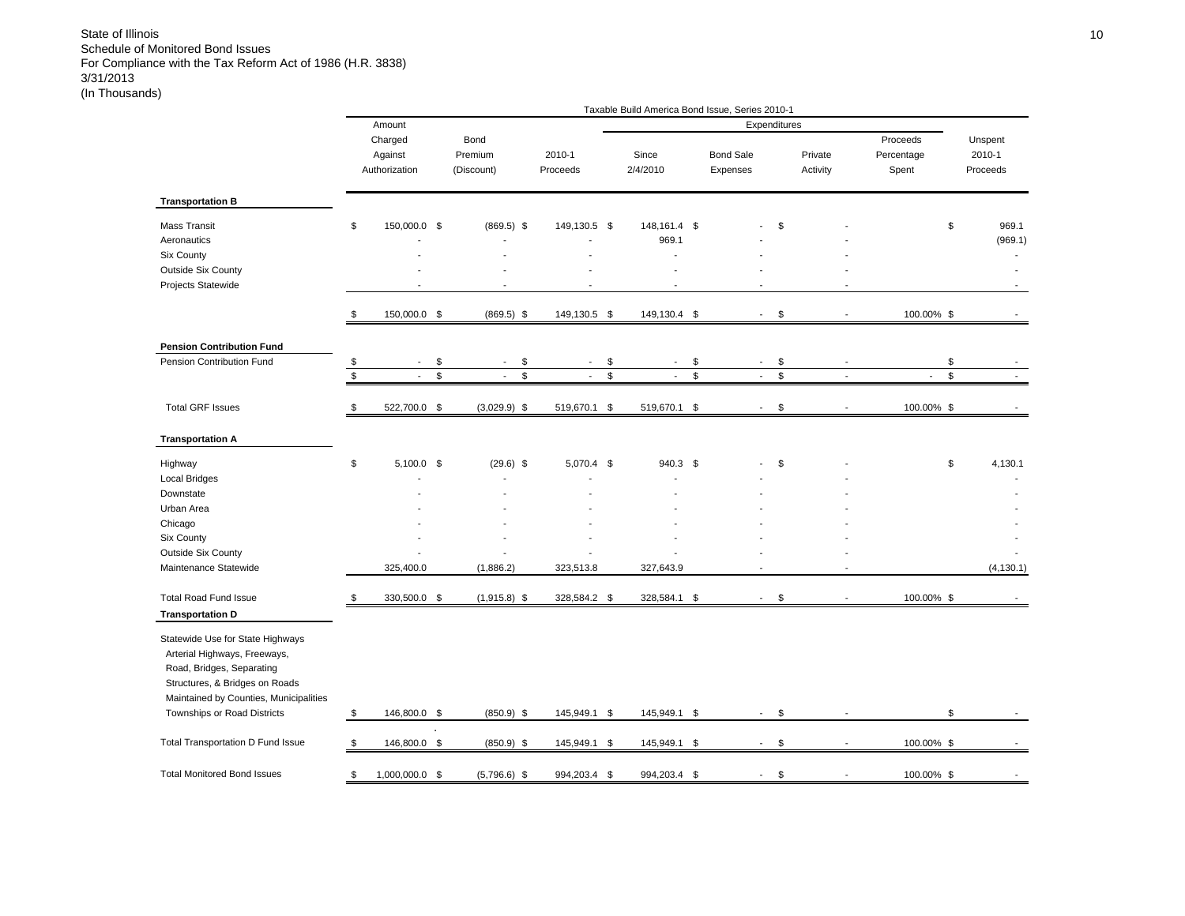State of Illinois
Schedule of Monitored Bond Issues
For Compliance with the Tax Reform Act of 1986 (H.R. 3838)
3/31/2013
(In Thousands)

| | Taxable Build America Bond Issue, Series 2010-1 | | | | | | | |
|---|---|---|---|---|---|---|---|---|
| | | | | Expenditures | | | | |
| | Amount Charged Against Authorization | Bond Premium (Discount) | 2010-1 Proceeds | Since 2/4/2010 | Bond Sale Expenses | Private Activity | Proceeds Percentage Spent | Unspent 2010-1 Proceeds |
| **Transportation B** | | | | | | | | |
| Mass Transit | $ 150,000.0 | $ (869.5) | $ 149,130.5 | $ 148,161.4 | $ - | $ - | | $ 969.1 |
| Aeronautics | - | - | - | 969.1 | - | - | | (969.1) |
| Six County | - | - | - | - | - | - | | - |
| Outside Six County | - | - | - | - | - | - | | - |
| Projects Statewide | - | - | - | - | - | - | | - |
| | $ 150,000.0 | $ (869.5) | $ 149,130.5 | $ 149,130.4 | $ - | $ - | 100.00% | $ - |
| **Pension Contribution Fund** | | | | | | | | |
| Pension Contribution Fund | $ - | $ - | $ - | $ - | $ - | $ - | | $ - |
| | $ - | $ - | $ - | $ - | $ - | $ - | - | $ - |
| Total GRF Issues | $ 522,700.0 | $ (3,029.9) | $ 519,670.1 | $ 519,670.1 | $ - | $ - | 100.00% | $ - |
| **Transportation A** | | | | | | | | |
| Highway | $ 5,100.0 | $ (29.6) | $ 5,070.4 | $ 940.3 | $ - | $ - | | $ 4,130.1 |
| Local Bridges | - | - | - | - | - | - | | - |
| Downstate | - | - | - | - | - | - | | - |
| Urban Area | - | - | - | - | - | - | | - |
| Chicago | - | - | - | - | - | - | | - |
| Six County | - | - | - | - | - | - | | - |
| Outside Six County | - | - | - | - | - | - | | - |
| Maintenance Statewide | 325,400.0 | (1,886.2) | 323,513.8 | 327,643.9 | - | - | | (4,130.1) |
| Total Road Fund Issue | $ 330,500.0 | $ (1,915.8) | $ 328,584.2 | $ 328,584.1 | $ - | $ - | 100.00% | $ - |
| **Transportation D** | | | | | | | | |
| Statewide Use for State Highways Arterial Highways, Freeways, Road, Bridges, Separating Structures, & Bridges on Roads Maintained by Counties, Municipalities Townships or Road Districts | $ 146,800.0 | $ (850.9) | $ 145,949.1 | $ 145,949.1 | $ - | $ - | | $ - |
| Total Transportation D Fund Issue | $ 146,800.0 | $ (850.9) | $ 145,949.1 | $ 145,949.1 | $ - | $ - | 100.00% | $ - |
| Total Monitored Bond Issues | $ 1,000,000.0 | $ (5,796.6) | $ 994,203.4 | $ 994,203.4 | $ - | $ - | 100.00% | $ - |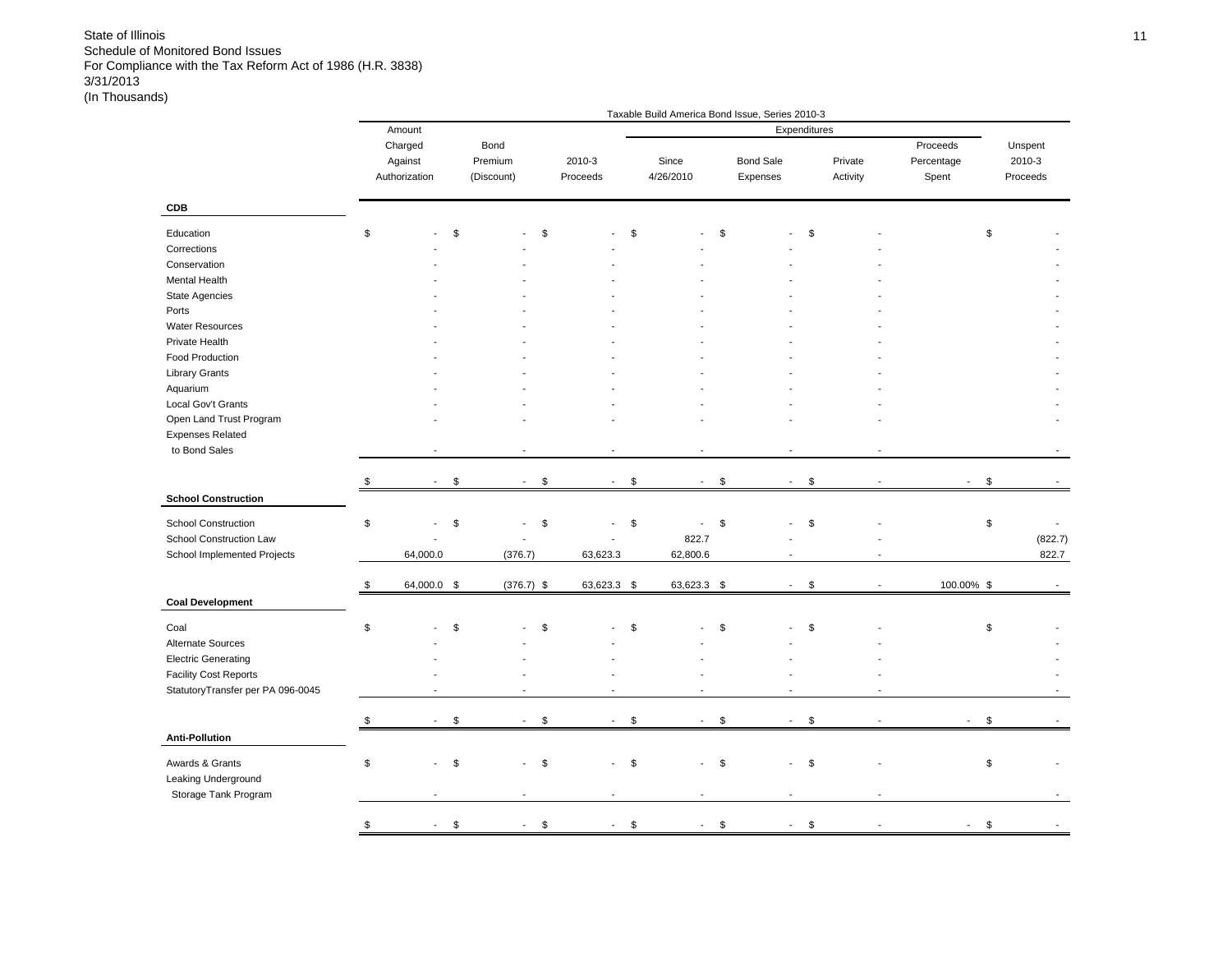State of Illinois
Schedule of Monitored Bond Issues
For Compliance with the Tax Reform Act of 1986 (H.R. 3838)
3/31/2013
(In Thousands)

| | Taxable Build America Bond Issue, Series 2010-3 | | | | | | | |
|---|---|---|---|---|---|---|---|---|
| | | | | Expenditures | | | | |
| | Amount Charged Against Authorization | Bond Premium (Discount) | 2010-3 Proceeds | Since 4/26/2010 | Bond Sale Expenses | Private Activity | Proceeds Percentage Spent | Unspent 2010-3 Proceeds |
| **CDB** | | | | | | | | |
| Education | $ - | $ - | $ - | $ - | $ - | $ - | | $ - |
| Corrections | - | - | - | - | - | - | | - |
| Conservation | - | - | - | - | - | - | | - |
| Mental Health | - | - | - | - | - | - | | - |
| State Agencies | - | - | - | - | - | - | | - |
| Ports | - | - | - | - | - | - | | - |
| Water Resources | - | - | - | - | - | - | | - |
| Private Health | - | - | - | - | - | - | | - |
| Food Production | - | - | - | - | - | - | | - |
| Library Grants | - | - | - | - | - | - | | - |
| Aquarium | - | - | - | - | - | - | | - |
| Local Gov't Grants | - | - | - | - | - | - | | - |
| Open Land Trust Program | - | - | - | - | - | - | | - |
| Expenses Related to Bond Sales | - | - | - | - | - | - | | - |
| | $ - | $ - | $ - | $ - | $ - | $ - | - | $ - |
| **School Construction** | | | | | | | | |
| School Construction | $ - | $ - | $ - | $ - | $ - | $ - | | $ - |
| School Construction Law | - | - | - | 822.7 | - | - | | (822.7) |
| School Implemented Projects | 64,000.0 | (376.7) | 63,623.3 | 62,800.6 | - | - | | 822.7 |
| | $ 64,000.0 | $ (376.7) | $ 63,623.3 | $ 63,623.3 | $ - | $ - | 100.00% | $ - |
| **Coal Development** | | | | | | | | |
| Coal | $ - | $ - | $ - | $ - | $ - | $ - | | $ - |
| Alternate Sources | - | - | - | - | - | - | | - |
| Electric Generating | - | - | - | - | - | - | | - |
| Facility Cost Reports | - | - | - | - | - | - | | - |
| StatutoryTransfer per PA 096-0045 | - | - | - | - | - | - | | - |
| | $ - | $ - | $ - | $ - | $ - | $ - | - | $ - |
| **Anti-Pollution** | | | | | | | | |
| Awards & Grants | $ - | $ - | $ - | $ - | $ - | $ - | | $ - |
| Leaking Underground Storage Tank Program | - | - | - | - | - | - | | - |
| | $ - | $ - | $ - | $ - | $ - | $ - | - | $ - |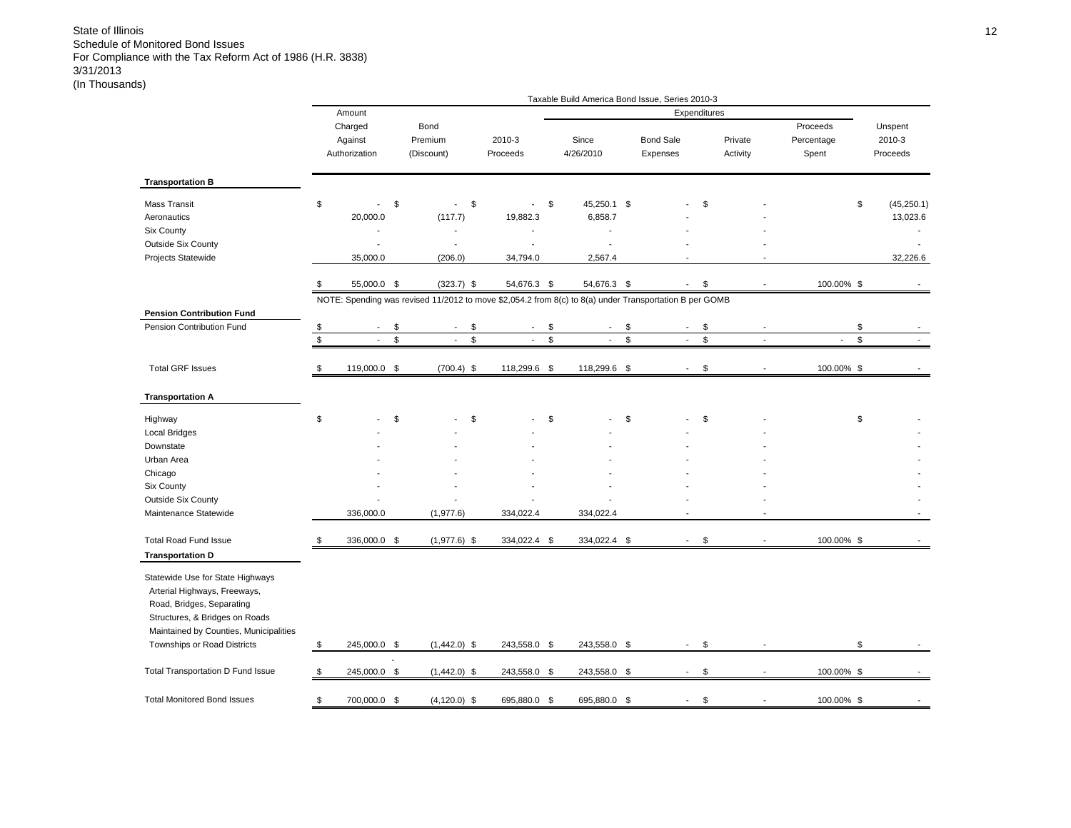State of Illinois
Schedule of Monitored Bond Issues
For Compliance with the Tax Reform Act of 1986 (H.R. 3838)
3/31/2013
(In Thousands)

| | Taxable Build America Bond Issue, Series 2010-3 | | | | | | | |
|---|---|---|---|---|---|---|---|---|
| | | | | Expenditures | | | | |
| | Amount Charged Against Authorization | Bond Premium (Discount) | 2010-3 Proceeds | Since 4/26/2010 | Bond Sale Expenses | Private Activity | Proceeds Percentage Spent | Unspent 2010-3 Proceeds |
| **Transportation B** | | | | | | | | |
| Mass Transit | $ - | $ - | $ - | $ 45,250.1 | $ - | $ - | | $ (45,250.1) |
| Aeronautics | 20,000.0 | (117.7) | 19,882.3 | 6,858.7 | - | - | | 13,023.6 |
| Six County | - | - | - | - | - | - | | - |
| Outside Six County | - | - | - | - | - | - | | - |
| Projects Statewide | 35,000.0 | (206.0) | 34,794.0 | 2,567.4 | - | - | | 32,226.6 |
| | $ 55,000.0 | $ (323.7) | $ 54,676.3 | $ 54,676.3 | $ - | $ - | 100.00% | $ - |
| NOTE: Spending was revised 11/2012 to move $2,054.2 from 8(c) to 8(a) under Transportation B per GOMB | | | | | | | | |
| **Pension Contribution Fund** | | | | | | | | |
| Pension Contribution Fund | $ - | $ - | $ - | $ - | $ - | $ - | | $ - |
| | $ - | $ - | $ - | $ - | $ - | $ - | - | $ - |
| Total GRF Issues | $ 119,000.0 | $ (700.4) | $ 118,299.6 | $ 118,299.6 | $ - | $ - | 100.00% | $ - |
| **Transportation A** | | | | | | | | |
| Highway | $ - | $ - | $ - | $ - | $ - | $ - | | $ - |
| Local Bridges | - | - | - | - | - | - | | - |
| Downstate | - | - | - | - | - | - | | - |
| Urban Area | - | - | - | - | - | - | | - |
| Chicago | - | - | - | - | - | - | | - |
| Six County | - | - | - | - | - | - | | - |
| Outside Six County | - | - | - | - | - | - | | - |
| Maintenance Statewide | 336,000.0 | (1,977.6) | 334,022.4 | 334,022.4 | - | - | | - |
| Total Road Fund Issue | $ 336,000.0 | $ (1,977.6) | $ 334,022.4 | $ 334,022.4 | $ - | $ - | 100.00% | $ - |
| **Transportation D** | | | | | | | | |
| Statewide Use for State Highways Arterial Highways, Freeways, Road, Bridges, Separating Structures, & Bridges on Roads Maintained by Counties, Municipalities Townships or Road Districts | $ 245,000.0 | $ (1,442.0) | $ 243,558.0 | $ 243,558.0 | $ - | $ - | | $ - |
| Total Transportation D Fund Issue | $ 245,000.0 | $ (1,442.0) | $ 243,558.0 | $ 243,558.0 | $ - | $ - | 100.00% | $ - |
| Total Monitored Bond Issues | $ 700,000.0 | $ (4,120.0) | $ 695,880.0 | $ 695,880.0 | $ - | $ - | 100.00% | $ - |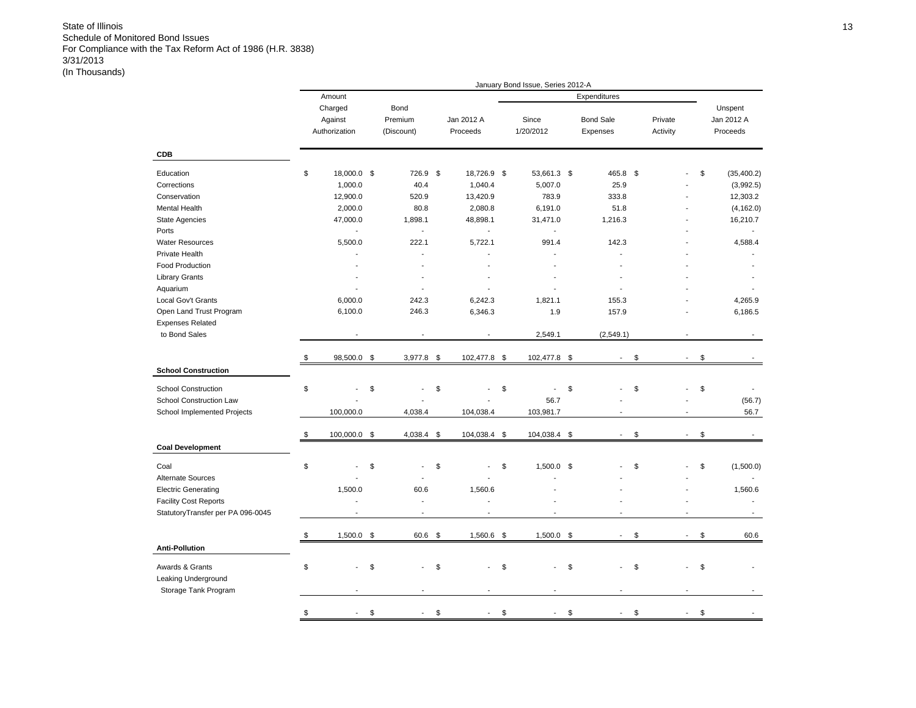State of Illinois
Schedule of Monitored Bond Issues
For Compliance with the Tax Reform Act of 1986 (H.R. 3838)
3/31/2013
(In Thousands)

| | January Bond Issue, Series 2012-A | | | | | | |
|---|---|---|---|---|---|---|---|
| | | | | Expenditures | | | |
| | Amount Charged Against Authorization | Bond Premium (Discount) | Jan 2012 A Proceeds | Since 1/20/2012 | Bond Sale Expenses | Private Activity | Unspent Jan 2012 A Proceeds |
| **CDB** | | | | | | | |
| Education | $ 18,000.0 | $ 726.9 | $ 18,726.9 | $ 53,661.3 | $ 465.8 | $ - | $ (35,400.2) |
| Corrections | 1,000.0 | 40.4 | 1,040.4 | 5,007.0 | 25.9 | - | (3,992.5) |
| Conservation | 12,900.0 | 520.9 | 13,420.9 | 783.9 | 333.8 | - | 12,303.2 |
| Mental Health | 2,000.0 | 80.8 | 2,080.8 | 6,191.0 | 51.8 | - | (4,162.0) |
| State Agencies | 47,000.0 | 1,898.1 | 48,898.1 | 31,471.0 | 1,216.3 | - | 16,210.7 |
| Ports | - | - | - | - | | - | - |
| Water Resources | 5,500.0 | 222.1 | 5,722.1 | 991.4 | 142.3 | - | 4,588.4 |
| Private Health | - | - | - | - | - | - | - |
| Food Production | - | - | - | - | - | - | - |
| Library Grants | - | - | - | - | - | - | - |
| Aquarium | - | - | - | - | - | - | - |
| Local Gov't Grants | 6,000.0 | 242.3 | 6,242.3 | 1,821.1 | 155.3 | - | 4,265.9 |
| Open Land Trust Program | 6,100.0 | 246.3 | 6,346.3 | 1.9 | 157.9 | - | 6,186.5 |
| Expenses Related to Bond Sales | - | - | - | 2,549.1 | (2,549.1) | - | - |
| | $ 98,500.0 | $ 3,977.8 | $ 102,477.8 | $ 102,477.8 | $ - | $ - | $ - |
| **School Construction** | | | | | | | |
| School Construction | $ - | $ - | $ - | $ - | $ - | $ - | $ - |
| School Construction Law | - | - | - | 56.7 | - | - | (56.7) |
| School Implemented Projects | 100,000.0 | 4,038.4 | 104,038.4 | 103,981.7 | - | - | 56.7 |
| | $ 100,000.0 | $ 4,038.4 | $ 104,038.4 | $ 104,038.4 | $ - | $ - | $ - |
| **Coal Development** | | | | | | | |
| Coal | $ - | $ - | $ - | $ 1,500.0 | $ - | $ - | $ (1,500.0) |
| Alternate Sources | - | - | - | - | - | - | - |
| Electric Generating | 1,500.0 | 60.6 | 1,560.6 | - | - | - | 1,560.6 |
| Facility Cost Reports | - | - | - | - | - | - | - |
| StatutoryTransfer per PA 096-0045 | - | - | - | - | - | - | - |
| | $ 1,500.0 | $ 60.6 | $ 1,560.6 | $ 1,500.0 | $ - | $ - | $ 60.6 |
| **Anti-Pollution** | | | | | | | |
| Awards & Grants | $ - | $ - | $ - | $ - | $ - | $ - | $ - |
| Leaking Underground Storage Tank Program | - | - | - | - | - | - | - |
| | $ - | $ - | $ - | $ - | $ - | $ - | $ - |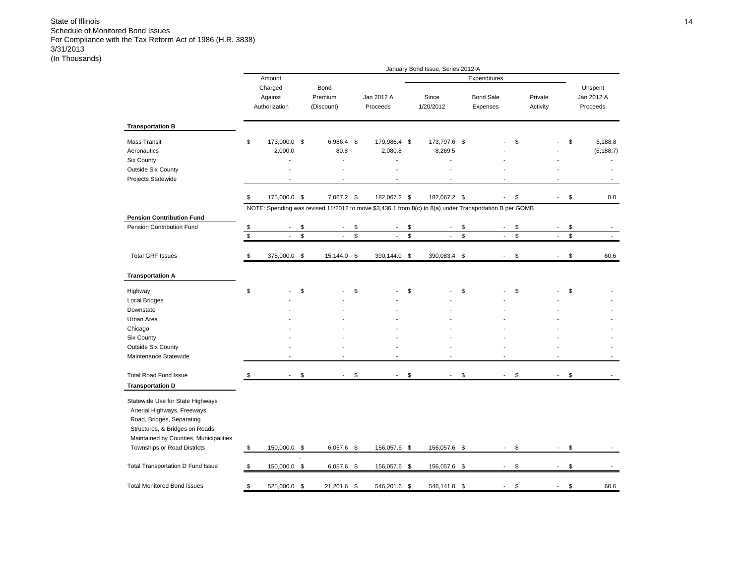State of Illinois
Schedule of Monitored Bond Issues
For Compliance with the Tax Reform Act of 1986 (H.R. 3838)
3/31/2013
(In Thousands)

| | January Bond Issue, Series 2012-A | | | | | | |
|---|---|---|---|---|---|---|---|
| | | | | Expenditures | | | |
| | Amount Charged Against Authorization | Bond Premium (Discount) | Jan 2012 A Proceeds | Since 1/20/2012 | Bond Sale Expenses | Private Activity | Unspent Jan 2012 A Proceeds |
| **Transportation B** | | | | | | | |
| Mass Transit | $ 173,000.0 | $ 6,986.4 | $ 179,986.4 | $ 173,797.6 | $ - | $ - | $ 6,188.8 |
| Aeronautics | 2,000.0 | 80.8 | 2,080.8 | 8,269.5 | - | - | (6,188.7) |
| Six County | - | - | - | - | - | - | - |
| Outside Six County | - | - | - | - | - | - | - |
| Projects Statewide | - | - | - | - | - | - | - |
| | $ 175,000.0 | $ 7,067.2 | $ 182,067.2 | $ 182,067.2 | $ - | $ - | $ 0.0 |
| | NOTE: Spending was revised 11/2012 to move $3,436.1 from 8(c) to 8(a) under Transportation B per GOMB | | | | | | |
| **Pension Contribution Fund** | | | | | | | |
| Pension Contribution Fund | $ - | $ - | $ - | $ - | $ - | $ - | $ - |
| | $ - | $ - | $ - | $ - | $ - | $ - | $ - |
| Total GRF Issues | $ 375,000.0 | $ 15,144.0 | $ 390,144.0 | $ 390,083.4 | $ - | $ - | $ 60.6 |
| **Transportation A** | | | | | | | |
| Highway | $ - | $ - | $ - | $ - | $ - | $ - | $ - |
| Local Bridges | - | - | - | - | - | - | - |
| Downstate | - | - | - | - | - | - | - |
| Urban Area | - | - | - | - | - | - | - |
| Chicago | - | - | - | - | - | - | - |
| Six County | - | - | - | - | - | - | - |
| Outside Six County | - | - | - | - | - | - | - |
| Maintenance Statewide | - | - | - | - | - | - | - |
| Total Road Fund Issue | $ - | $ - | $ - | $ - | $ - | $ - | $ - |
| **Transportation D** | | | | | | | |
| Statewide Use for State Highways Arterial Highways, Freeways, Road, Bridges, Separating Structures, & Bridges on Roads Maintained by Counties, Municipalities Townships or Road Districts | $ 150,000.0 | $ 6,057.6 | $ 156,057.6 | $ 156,057.6 | $ - | $ - | $ - |
| Total Transportation D Fund Issue | $ 150,000.0 | $ 6,057.6 | $ 156,057.6 | $ 156,057.6 | $ - | $ - | $ - |
| Total Monitored Bond Issues | $ 525,000.0 | $ 21,201.6 | $ 546,201.6 | $ 546,141.0 | $ - | $ - | $ 60.6 |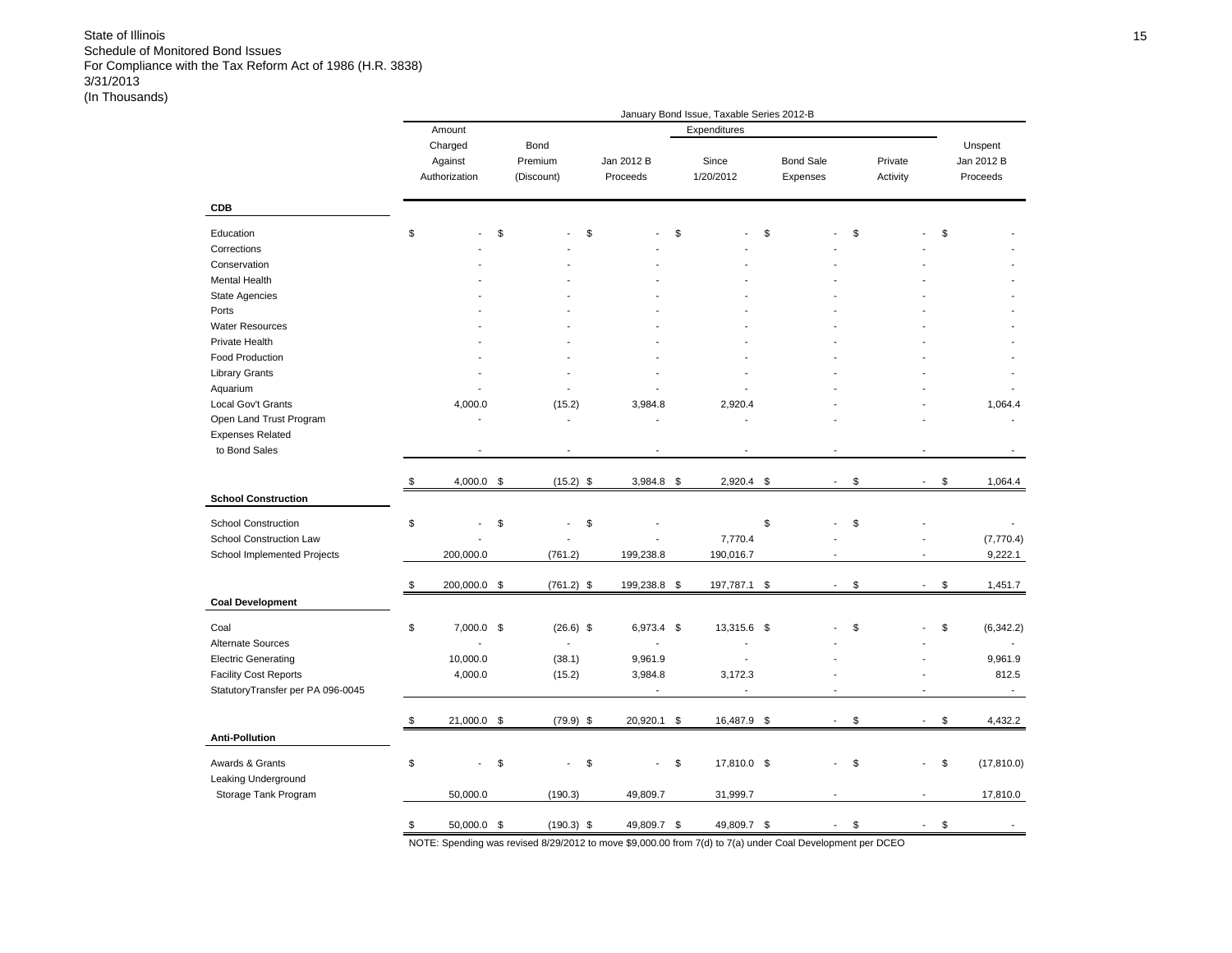State of Illinois
Schedule of Monitored Bond Issues
For Compliance with the Tax Reform Act of 1986 (H.R. 3838)
3/31/2013
(In Thousands)

| | January Bond Issue, Taxable Series 2012-B | | | | | | |
|---|---|---|---|---|---|---|---|
| | Amount Charged Against Authorization | Bond Premium (Discount) | Jan 2012 B Proceeds | Expenditures Since 1/20/2012 | Bond Sale Expenses | Private Activity | Unspent Jan 2012 B Proceeds |
| **CDB** | | | | | | | |
| Education | $ - | $ - | $ - | $ - | $ - | $ - | $ - |
| Corrections | - | - | - | - | - | - | - |
| Conservation | - | - | - | - | - | - | - |
| Mental Health | - | - | - | - | - | - | - |
| State Agencies | - | - | - | - | - | - | - |
| Ports | - | - | - | - | - | - | - |
| Water Resources | - | - | - | - | - | - | - |
| Private Health | - | - | - | - | - | - | - |
| Food Production | - | - | - | - | - | - | - |
| Library Grants | - | - | - | - | - | - | - |
| Aquarium | - | - | - | - | - | - | - |
| Local Gov't Grants | 4,000.0 | (15.2) | 3,984.8 | 2,920.4 | - | - | 1,064.4 |
| Open Land Trust Program | - | - | - | - | - | - | - |
| Expenses Related to Bond Sales | - | - | - | - | - | - | - |
| | $ 4,000.0 | $ (15.2) | $ 3,984.8 | $ 2,920.4 | $ - | $ - | $ 1,064.4 |
| **School Construction** | | | | | | | |
| School Construction | $ - | $ - | $ - | | $ - | $ - | - |
| School Construction Law | - | - | - | 7,770.4 | - | - | (7,770.4) |
| School Implemented Projects | 200,000.0 | (761.2) | 199,238.8 | 190,016.7 | - | - | 9,222.1 |
| | $ 200,000.0 | $ (761.2) | $ 199,238.8 | $ 197,787.1 | $ - | $ - | $ 1,451.7 |
| **Coal Development** | | | | | | | |
| Coal | $ 7,000.0 | $ (26.6) | $ 6,973.4 | $ 13,315.6 | $ - | $ - | $ (6,342.2) |
| Alternate Sources | - | - | - | - | - | - | - |
| Electric Generating | 10,000.0 | (38.1) | 9,961.9 | - | - | - | 9,961.9 |
| Facility Cost Reports | 4,000.0 | (15.2) | 3,984.8 | 3,172.3 | - | - | 812.5 |
| StatutoryTransfer per PA 096-0045 | | | - | - | - | - | - |
| | $ 21,000.0 | $ (79.9) | $ 20,920.1 | $ 16,487.9 | $ - | $ - | $ 4,432.2 |
| **Anti-Pollution** | | | | | | | |
| Awards & Grants | $ - | $ - | $ - | $ 17,810.0 | $ - | $ - | $ (17,810.0) |
| Leaking Underground Storage Tank Program | 50,000.0 | (190.3) | 49,809.7 | 31,999.7 | - | - | 17,810.0 |
| | $ 50,000.0 | $ (190.3) | $ 49,809.7 | $ 49,809.7 | $ - | $ - | $ - |

NOTE: Spending was revised 8/29/2012 to move $9,000.00 from 7(d) to 7(a) under Coal Development per DCEO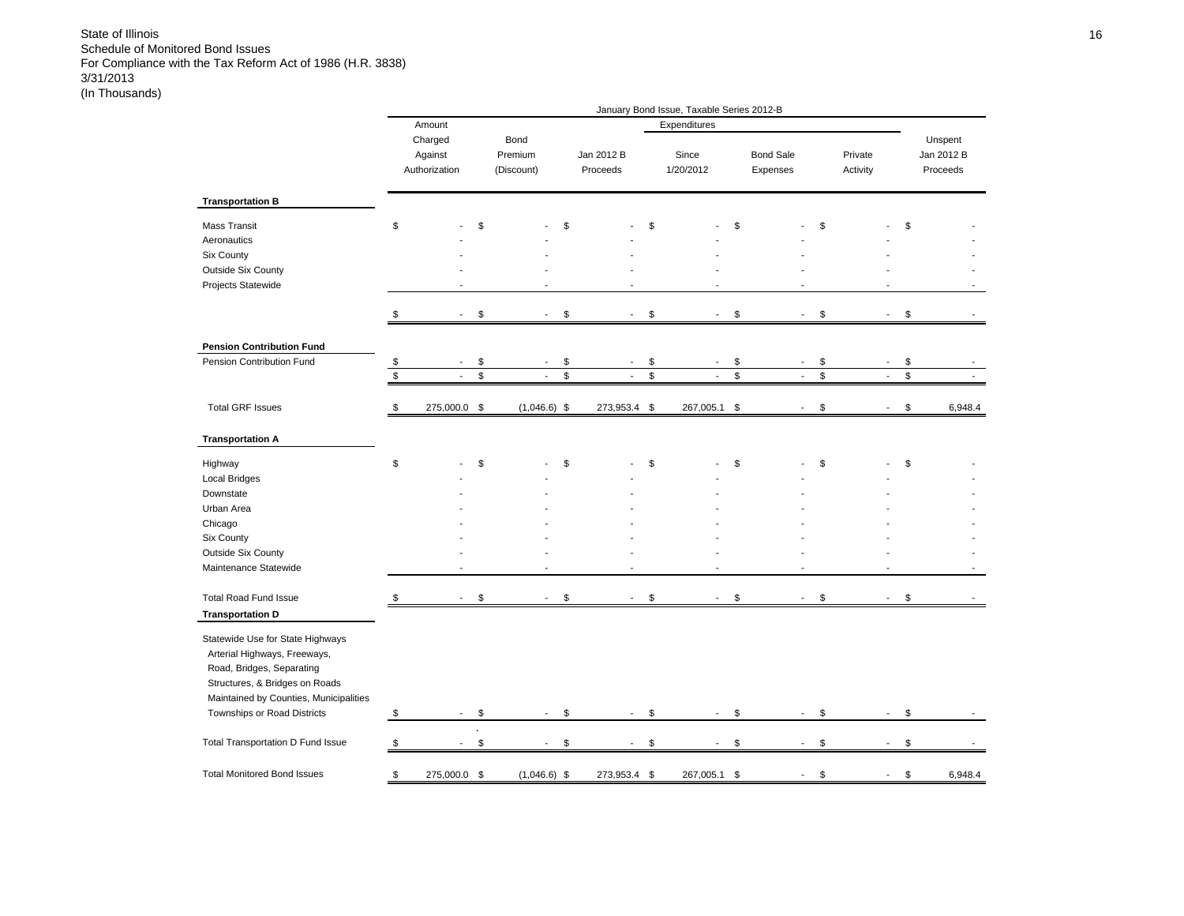State of Illinois
Schedule of Monitored Bond Issues
For Compliance with the Tax Reform Act of 1986 (H.R. 3838)
3/31/2013
(In Thousands)

| | January Bond Issue, Taxable Series 2012-B | | | | | | |
|---|---|---|---|---|---|---|---|
| | | | | Expenditures | | | |
| | Amount Charged Against Authorization | Bond Premium (Discount) | Jan 2012 B Proceeds | Since 1/20/2012 | Bond Sale Expenses | Private Activity | Unspent Jan 2012 B Proceeds |
| **Transportation B** | | | | | | | |
| Mass Transit | $ - | $ - | $ - | $ - | $ - | $ - | $ - |
| Aeronautics | - | - | - | - | - | - | - |
| Six County | - | - | - | - | - | - | - |
| Outside Six County | - | - | - | - | - | - | - |
| Projects Statewide | - | - | - | - | - | - | - |
| | $ - | $ - | $ - | $ - | $ - | $ - | $ - |
| **Pension Contribution Fund** | | | | | | | |
| Pension Contribution Fund | $ - | $ - | $ - | $ - | $ - | $ - | $ - |
| | $ - | $ - | $ - | $ - | $ - | $ - | $ - |
| Total GRF Issues | $ 275,000.0 | $ (1,046.6) | $ 273,953.4 | $ 267,005.1 | $ - | $ - | $ 6,948.4 |
| **Transportation A** | | | | | | | |
| Highway | $ - | $ - | $ - | $ - | $ - | $ - | $ - |
| Local Bridges | - | - | - | - | - | - | - |
| Downstate | - | - | - | - | - | - | - |
| Urban Area | - | - | - | - | - | - | - |
| Chicago | - | - | - | - | - | - | - |
| Six County | - | - | - | - | - | - | - |
| Outside Six County | - | - | - | - | - | - | - |
| Maintenance Statewide | - | - | - | - | - | - | - |
| Total Road Fund Issue | $ - | $ - | $ - | $ - | $ - | $ - | $ - |
| **Transportation D** | | | | | | | |
| Statewide Use for State Highways Arterial Highways, Freeways, Road, Bridges, Separating Structures, & Bridges on Roads Maintained by Counties, Municipalities Townships or Road Districts | $ - | $ - | $ - | $ - | $ - | $ - | $ - |
| Total Transportation D Fund Issue | $ - | $ - | $ - | $ - | $ - | $ - | $ - |
| Total Monitored Bond Issues | $ 275,000.0 | $ (1,046.6) | $ 273,953.4 | $ 267,005.1 | $ - | $ - | $ 6,948.4 |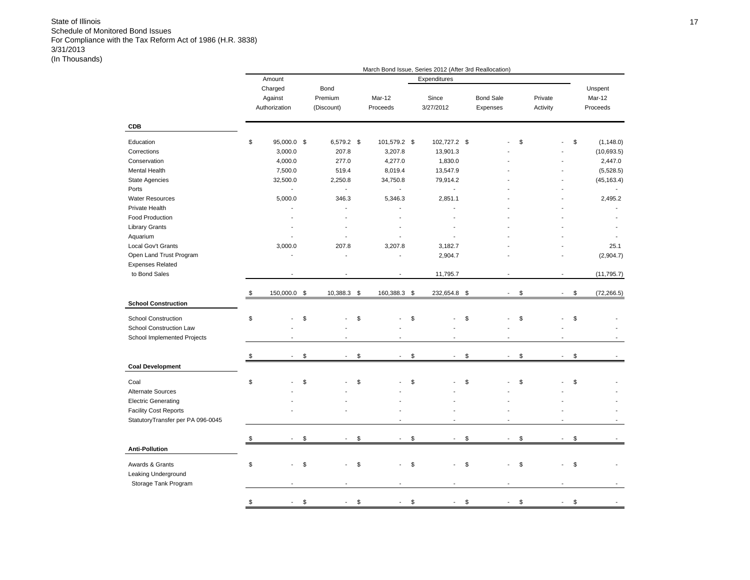State of Illinois
Schedule of Monitored Bond Issues
For Compliance with the Tax Reform Act of 1986 (H.R. 3838)
3/31/2013
(In Thousands)

| | March Bond Issue, Series 2012 (After 3rd Reallocation) | | | | | | |
|---|---|---|---|---|---|---|---|
| | Amount Charged Against Authorization | Bond Premium (Discount) | Mar-12 Proceeds | Expenditures Since 3/27/2012 | Expenditures Bond Sale Expenses | Expenditures Private Activity | Unspent Mar-12 Proceeds |
| **CDB** | | | | | | | |
| Education | $ 95,000.0 | $ 6,579.2 | $ 101,579.2 | $ 102,727.2 | $ - | $ - | $ (1,148.0) |
| Corrections | 3,000.0 | 207.8 | 3,207.8 | 13,901.3 | - | - | (10,693.5) |
| Conservation | 4,000.0 | 277.0 | 4,277.0 | 1,830.0 | - | - | 2,447.0 |
| Mental Health | 7,500.0 | 519.4 | 8,019.4 | 13,547.9 | - | - | (5,528.5) |
| State Agencies | 32,500.0 | 2,250.8 | 34,750.8 | 79,914.2 | - | - | (45,163.4) |
| Ports | - | - | - | - | - | - | - |
| Water Resources | 5,000.0 | 346.3 | 5,346.3 | 2,851.1 | - | - | 2,495.2 |
| Private Health | - | - | - | - | - | - | - |
| Food Production | - | - | - | - | - | - | - |
| Library Grants | - | - | - | - | - | - | - |
| Aquarium | - | - | - | - | - | - | - |
| Local Gov't Grants | 3,000.0 | 207.8 | 3,207.8 | 3,182.7 | - | - | 25.1 |
| Open Land Trust Program | - | - | - | 2,904.7 | - | - | (2,904.7) |
| Expenses Related to Bond Sales | - | - | - | 11,795.7 | - | - | (11,795.7) |
| | $ 150,000.0 | $ 10,388.3 | $ 160,388.3 | $ 232,654.8 | $ - | $ - | $ (72,266.5) |
| **School Construction** | | | | | | | |
| School Construction | $ - | $ - | $ - | $ - | $ - | $ - | $ - |
| School Construction Law | - | - | - | - | - | - | - |
| School Implemented Projects | - | - | - | - | - | - | - |
| | $ - | $ - | $ - | $ - | $ - | $ - | $ - |
| **Coal Development** | | | | | | | |
| Coal | $ - | $ - | $ - | $ - | $ - | $ - | $ - |
| Alternate Sources | - | - | - | - | - | - | - |
| Electric Generating | - | - | - | - | - | - | - |
| Facility Cost Reports | - | - | - | - | - | - | - |
| StatutoryTransfer per PA 096-0045 | | | - | - | - | - | - |
| | $ - | $ - | $ - | $ - | $ - | $ - | $ - |
| **Anti-Pollution** | | | | | | | |
| Awards & Grants | $ - | $ - | $ - | $ - | $ - | $ - | $ - |
| Leaking Underground Storage Tank Program | - | - | - | - | - | - | - |
| | $ - | $ - | $ - | $ - | $ - | $ - | $ - |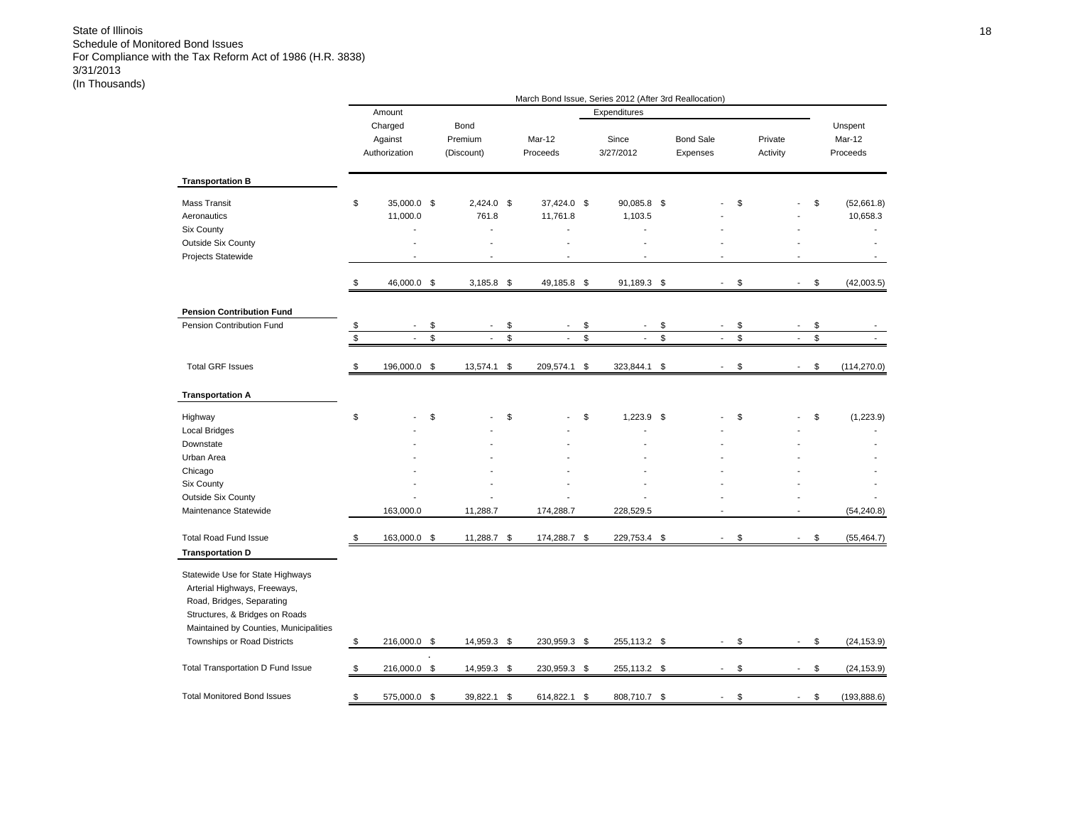State of Illinois
Schedule of Monitored Bond Issues
For Compliance with the Tax Reform Act of 1986 (H.R. 3838)
3/31/2013
(In Thousands)

| | March Bond Issue, Series 2012 (After 3rd Reallocation) | | | | | | |
|---|---|---|---|---|---|---|---|
| | | | | Expenditures | | | |
| | Amount Charged Against Authorization | Bond Premium (Discount) | Mar-12 Proceeds | Since 3/27/2012 | Bond Sale Expenses | Private Activity | Unspent Mar-12 Proceeds |
| **Transportation B** | | | | | | | |
| Mass Transit | $ 35,000.0 | $ 2,424.0 | $ 37,424.0 | $ 90,085.8 | $ - | $ - | $ (52,661.8) |
| Aeronautics | 11,000.0 | 761.8 | 11,761.8 | 1,103.5 | - | - | 10,658.3 |
| Six County | - | - | - | - | - | - | - |
| Outside Six County | - | - | - | - | - | - | - |
| Projects Statewide | - | - | - | - | - | - | - |
| | $ 46,000.0 | $ 3,185.8 | $ 49,185.8 | $ 91,189.3 | $ - | $ - | $ (42,003.5) |
| **Pension Contribution Fund** | | | | | | | |
| Pension Contribution Fund | $ - | $ - | $ - | $ - | $ - | $ - | $ - |
| | $ - | $ - | $ - | $ - | $ - | $ - | $ - |
| Total GRF Issues | $ 196,000.0 | $ 13,574.1 | $ 209,574.1 | $ 323,844.1 | $ - | $ - | $ (114,270.0) |
| **Transportation A** | | | | | | | |
| Highway | $ - | $ - | $ - | $ 1,223.9 | $ - | $ - | $ (1,223.9) |
| Local Bridges | - | - | - | - | - | - | - |
| Downstate | - | - | - | - | - | - | - |
| Urban Area | - | - | - | - | - | - | - |
| Chicago | - | - | - | - | - | - | - |
| Six County | - | - | - | - | - | - | - |
| Outside Six County | - | - | - | - | - | - | - |
| Maintenance Statewide | 163,000.0 | 11,288.7 | 174,288.7 | 228,529.5 | - | - | (54,240.8) |
| Total Road Fund Issue | $ 163,000.0 | $ 11,288.7 | $ 174,288.7 | $ 229,753.4 | $ - | $ - | $ (55,464.7) |
| **Transportation D** | | | | | | | |
| Statewide Use for State Highways Arterial Highways, Freeways, Road, Bridges, Separating Structures, & Bridges on Roads Maintained by Counties, Municipalities Townships or Road Districts | $ 216,000.0 | $ 14,959.3 | $ 230,959.3 | $ 255,113.2 | $ - | $ - | $ (24,153.9) |
| Total Transportation D Fund Issue | $ 216,000.0 | $ 14,959.3 | $ 230,959.3 | $ 255,113.2 | $ - | $ - | $ (24,153.9) |
| Total Monitored Bond Issues | $ 575,000.0 | $ 39,822.1 | $ 614,822.1 | $ 808,710.7 | $ - | $ - | $ (193,888.6) |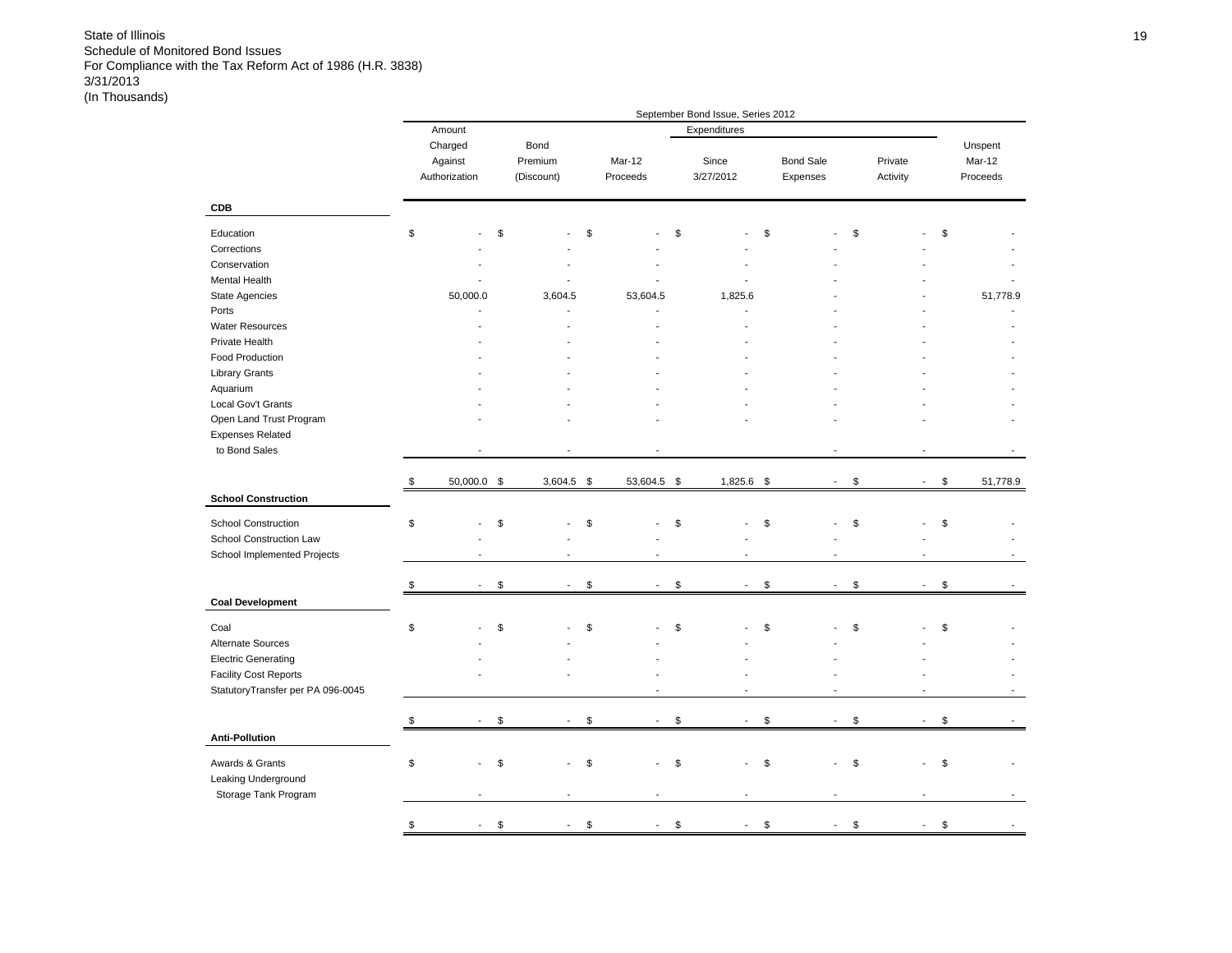State of Illinois
Schedule of Monitored Bond Issues
For Compliance with the Tax Reform Act of 1986 (H.R. 3838)
3/31/2013
(In Thousands)

| | September Bond Issue, Series 2012 | | | | | | |
|---|---|---|---|---|---|---|---|
| | Amount Charged Against Authorization | Bond Premium (Discount) | Mar-12 Proceeds | Expenditures Since 3/27/2012 | Bond Sale Expenses | Private Activity | Unspent Mar-12 Proceeds |
| **CDB** | | | | | | | |
| Education | $ - | $ - | $ - | $ - | $ - | $ - | $ - |
| Corrections | - | - | - | - | - | - | - |
| Conservation | - | - | - | - | - | - | - |
| Mental Health | - | - | - | - | - | - | - |
| State Agencies | 50,000.0 | 3,604.5 | 53,604.5 | 1,825.6 | - | - | 51,778.9 |
| Ports | - | - | - | - | - | - | - |
| Water Resources | - | - | - | - | - | - | - |
| Private Health | - | - | - | - | - | - | - |
| Food Production | - | - | - | - | - | - | - |
| Library Grants | - | - | - | - | - | - | - |
| Aquarium | - | - | - | - | - | - | - |
| Local Gov't Grants | - | - | - | - | - | - | - |
| Open Land Trust Program | - | - | - | - | - | - | - |
| Expenses Related to Bond Sales | - | - | - | | - | - | - |
| | $ 50,000.0 | $ 3,604.5 | $ 53,604.5 | $ 1,825.6 | $ - | $ - | $ 51,778.9 |
| **School Construction** | | | | | | | |
| School Construction | $ - | $ - | $ - | $ - | $ - | $ - | $ - |
| School Construction Law | - | - | - | - | - | - | - |
| School Implemented Projects | - | - | - | - | - | - | - |
| | $ - | $ - | $ - | $ - | $ - | $ - | $ - |
| **Coal Development** | | | | | | | |
| Coal | $ - | $ - | $ - | $ - | $ - | $ - | $ - |
| Alternate Sources | - | - | - | - | - | - | - |
| Electric Generating | - | - | - | - | - | - | - |
| Facility Cost Reports | - | - | - | - | - | - | - |
| StatutoryTransfer per PA 096-0045 | | | - | - | - | - | - |
| | $ - | $ - | $ - | $ - | $ - | $ - | $ - |
| **Anti-Pollution** | | | | | | | |
| Awards & Grants | $ - | $ - | $ - | $ - | $ - | $ - | $ - |
| Leaking Underground Storage Tank Program | - | - | - | - | - | - | - |
| | $ - | $ - | $ - | $ - | $ - | $ - | $ - |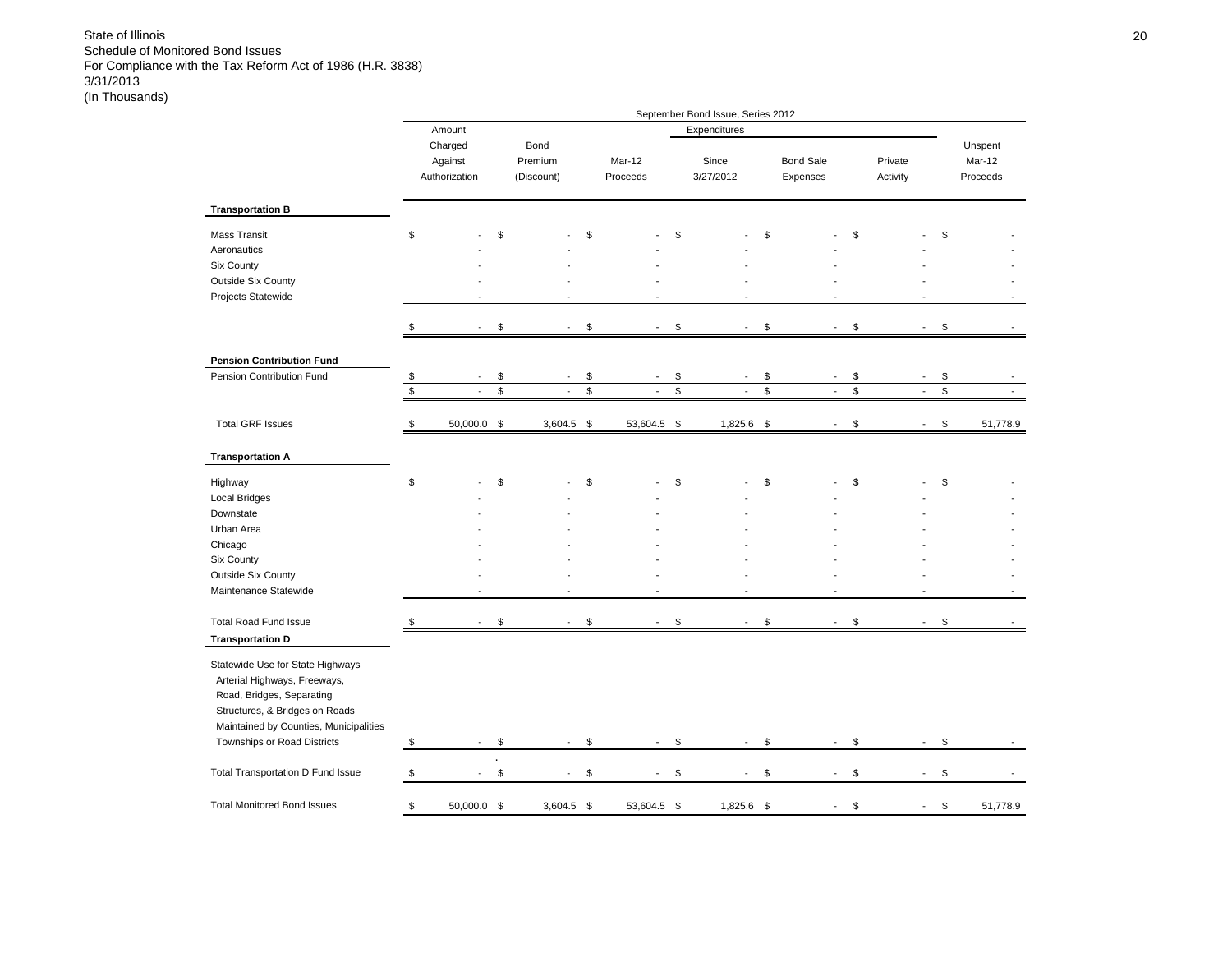State of Illinois
Schedule of Monitored Bond Issues
For Compliance with the Tax Reform Act of 1986 (H.R. 3838)
3/31/2013
(In Thousands)

| | September Bond Issue, Series 2012 | | | | | | |
|---|---|---|---|---|---|---|---|
| | Amount Charged Against Authorization | Bond Premium (Discount) | Mar-12 Proceeds | Expenditures Since 3/27/2012 | Expenditures Bond Sale Expenses | Expenditures Private Activity | Unspent Mar-12 Proceeds |
| **Transportation B** | | | | | | | |
| Mass Transit | $ - | $ - | $ - | $ - | $ - | $ - | $ - |
| Aeronautics | - | - | - | - | - | - | - |
| Six County | - | - | - | - | - | - | - |
| Outside Six County | - | - | - | - | - | - | - |
| Projects Statewide | - | - | - | - | - | - | - |
| | $ - | $ - | $ - | $ - | $ - | $ - | $ - |
| **Pension Contribution Fund** | | | | | | | |
| Pension Contribution Fund | $ - | $ - | $ - | $ - | $ - | $ - | $ - |
| | $ - | $ - | $ - | $ - | $ - | $ - | $ - |
| Total GRF Issues | $ 50,000.0 | $ 3,604.5 | $ 53,604.5 | $ 1,825.6 | $ - | $ - | $ 51,778.9 |
| **Transportation A** | | | | | | | |
| Highway | $ - | $ - | $ - | $ - | $ - | $ - | $ - |
| Local Bridges | - | - | - | - | - | - | - |
| Downstate | - | - | - | - | - | - | - |
| Urban Area | - | - | - | - | - | - | - |
| Chicago | - | - | - | - | - | - | - |
| Six County | - | - | - | - | - | - | - |
| Outside Six County | - | - | - | - | - | - | - |
| Maintenance Statewide | - | - | - | - | - | - | - |
| Total Road Fund Issue | $ - | $ - | $ - | $ - | $ - | $ - | $ - |
| **Transportation D** | | | | | | | |
| Statewide Use for State Highways Arterial Highways, Freeways, Road, Bridges, Separating Structures, & Bridges on Roads Maintained by Counties, Municipalities Townships or Road Districts | $ - | $ - | $ - | $ - | $ - | $ - | $ - |
| Total Transportation D Fund Issue | $ - | $ - | $ - | $ - | $ - | $ - | $ - |
| Total Monitored Bond Issues | $ 50,000.0 | $ 3,604.5 | $ 53,604.5 | $ 1,825.6 | $ - | $ - | $ 51,778.9 |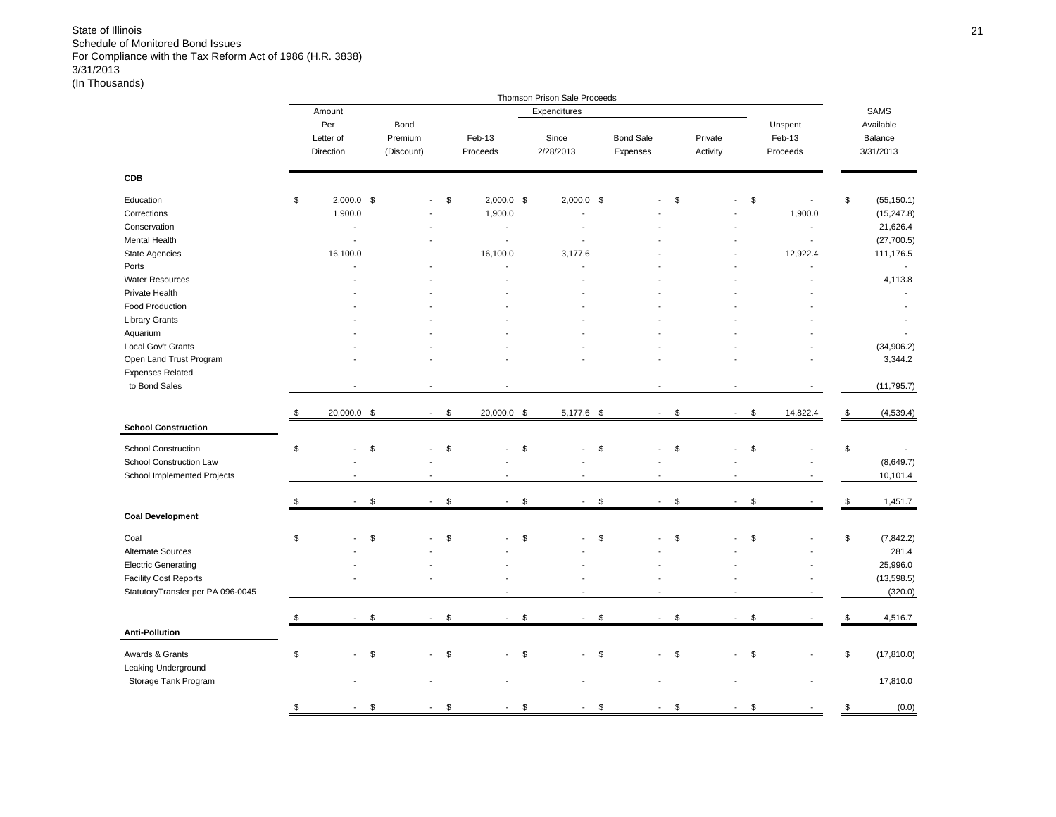State of Illinois
Schedule of Monitored Bond Issues
For Compliance with the Tax Reform Act of 1986 (H.R. 3838)
3/31/2013
(In Thousands)

| | Thomson Prison Sale Proceeds | | | | | | | |
|---|---|---|---|---|---|---|---|---|
| | Amount Per Letter of Direction | Bond Premium (Discount) | Feb-13 Proceeds | Expenditures Since 2/28/2013 | Bond Sale Expenses | Private Activity | Unspent Feb-13 Proceeds | SAMS Available Balance 3/31/2013 |
| **CDB** | | | | | | | | |
| Education | $ 2,000.0 | $ - | $ 2,000.0 | $ 2,000.0 | $ - | $ - | $ - | $ (55,150.1) |
| Corrections | 1,900.0 | - | 1,900.0 | - | - | - | 1,900.0 | (15,247.8) |
| Conservation | - | - | - | - | - | - | - | 21,626.4 |
| Mental Health | - | - | - | - | - | - | - | (27,700.5) |
| State Agencies | 16,100.0 | - | 16,100.0 | 3,177.6 | - | - | 12,922.4 | 111,176.5 |
| Ports | - | - | - | - | - | - | - | - |
| Water Resources | - | - | - | - | - | - | - | 4,113.8 |
| Private Health | - | - | - | - | - | - | - | - |
| Food Production | - | - | - | - | - | - | - | - |
| Library Grants | - | - | - | - | - | - | - | - |
| Aquarium | - | - | - | - | - | - | - | - |
| Local Gov't Grants | - | - | - | - | - | - | - | (34,906.2) |
| Open Land Trust Program | - | - | - | - | - | - | - | 3,344.2 |
| Expenses Related to Bond Sales | - | - | - | | - | - | - | (11,795.7) |
| | $ 20,000.0 | $ - | $ 20,000.0 | $ 5,177.6 | $ - | $ - | $ 14,822.4 | $ (4,539.4) |
| **School Construction** | | | | | | | | |
| School Construction | $ - | $ - | $ - | $ - | $ - | $ - | $ - | $ - |
| School Construction Law | - | - | - | - | - | - | - | (8,649.7) |
| School Implemented Projects | - | - | - | - | - | - | - | 10,101.4 |
| | $ - | $ - | $ - | $ - | $ - | $ - | $ - | $ 1,451.7 |
| **Coal Development** | | | | | | | | |
| Coal | $ - | $ - | $ - | $ - | $ - | $ - | $ - | $ (7,842.2) |
| Alternate Sources | - | - | - | - | - | - | - | 281.4 |
| Electric Generating | - | - | - | - | - | - | - | 25,996.0 |
| Facility Cost Reports | - | - | - | - | - | - | - | (13,598.5) |
| StatutoryTransfer per PA 096-0045 | | | - | - | - | - | - | (320.0) |
| | $ - | $ - | $ - | $ - | $ - | $ - | $ - | $ 4,516.7 |
| **Anti-Pollution** | | | | | | | | |
| Awards & Grants | $ - | $ - | $ - | $ - | $ - | $ - | $ - | $ (17,810.0) |
| Leaking Underground Storage Tank Program | - | - | - | - | - | - | - | 17,810.0 |
| | $ - | $ - | $ - | $ - | $ - | $ - | $ - | $ (0.0) |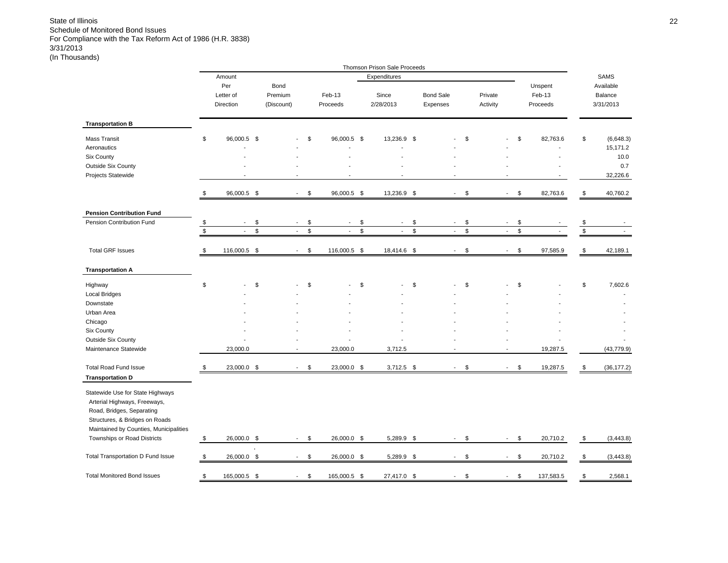State of Illinois
Schedule of Monitored Bond Issues
For Compliance with the Tax Reform Act of 1986 (H.R. 3838)
3/31/2013
(In Thousands)

| | Thomson Prison Sale Proceeds | | | | | | | |
|---|---|---|---|---|---|---|---|---|
| | Amount Per Letter of Direction | Bond Premium (Discount) | Feb-13 Proceeds | Expenditures Since 2/28/2013 | Bond Sale Expenses | Private Activity | Unspent Feb-13 Proceeds | SAMS Available Balance 3/31/2013 |
| **Transportation B** | | | | | | | | |
| Mass Transit | $ 96,000.5 | $ - | $ 96,000.5 | $ 13,236.9 | $ - | $ - | $ 82,763.6 | $ (6,648.3) |
| Aeronautics | - | - | - | - | - | - | - | 15,171.2 |
| Six County | - | - | - | - | - | - | - | 10.0 |
| Outside Six County | - | - | - | - | - | - | - | 0.7 |
| Projects Statewide | - | - | - | - | - | - | - | 32,226.6 |
| | $ 96,000.5 | $ - | $ 96,000.5 | $ 13,236.9 | $ - | $ - | $ 82,763.6 | $ 40,760.2 |
| **Pension Contribution Fund** | | | | | | | | |
| Pension Contribution Fund | $ - | $ - | $ - | $ - | $ - | $ - | $ - | $ - |
| | $ - | $ - | $ - | $ - | $ - | $ - | $ - | $ - |
| Total GRF Issues | $ 116,000.5 | $ - | $ 116,000.5 | $ 18,414.6 | $ - | $ - | $ 97,585.9 | $ 42,189.1 |
| **Transportation A** | | | | | | | | |
| Highway | $ - | $ - | $ - | $ - | $ - | $ - | $ - | $ 7,602.6 |
| Local Bridges | - | - | - | - | - | - | - | - |
| Downstate | - | - | - | - | - | - | - | - |
| Urban Area | - | - | - | - | - | - | - | - |
| Chicago | - | - | - | - | - | - | - | - |
| Six County | - | - | - | - | - | - | - | - |
| Outside Six County | - | - | - | - | - | - | - | - |
| Maintenance Statewide | 23,000.0 | - | 23,000.0 | 3,712.5 | - | - | 19,287.5 | (43,779.9) |
| Total Road Fund Issue | $ 23,000.0 | $ - | $ 23,000.0 | $ 3,712.5 | $ - | $ - | $ 19,287.5 | $ (36,177.2) |
| **Transportation D** | | | | | | | | |
| Statewide Use for State Highways Arterial Highways, Freeways, Road, Bridges, Separating Structures, & Bridges on Roads Maintained by Counties, Municipalities Townships or Road Districts | $ 26,000.0 | $ - | $ 26,000.0 | $ 5,289.9 | $ - | $ - | $ 20,710.2 | $ (3,443.8) |
| Total Transportation D Fund Issue | $ 26,000.0 | $ - | $ 26,000.0 | $ 5,289.9 | $ - | $ - | $ 20,710.2 | $ (3,443.8) |
| Total Monitored Bond Issues | $ 165,000.5 | $ - | $ 165,000.5 | $ 27,417.0 | $ - | $ - | $ 137,583.5 | $ 2,568.1 |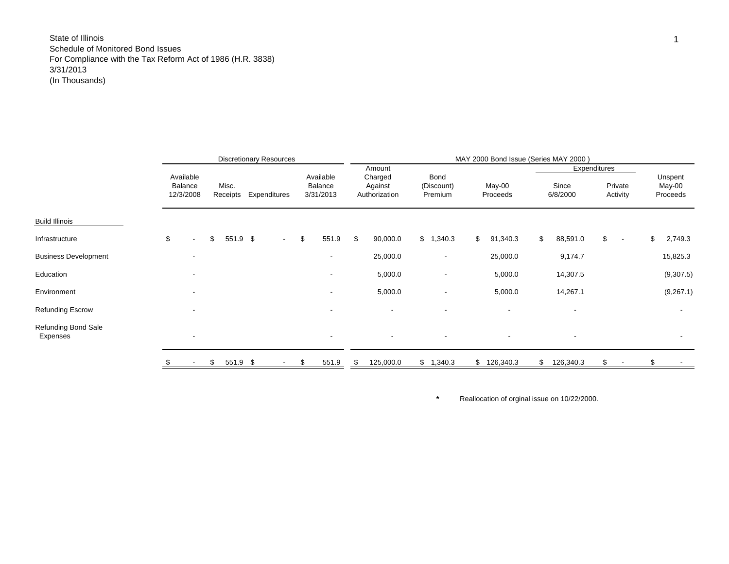State of Illinois
Schedule of Monitored Bond Issues
For Compliance with the Tax Reform Act of 1986 (H.R. 3838)
3/31/2013
(In Thousands)

| | Discretionary Resources | | | | MAY 2000 Bond Issue (Series MAY 2000 ) | | | | | |
|---|---|---|---|---|---|---|---|---|---|---|
| | | | | | | | | Expenditures | | |
| | Available Balance 12/3/2008 | Misc. Receipts | Expenditures | Available Balance 3/31/2013 | Amount Charged Against Authorization | Bond (Discount) Premium | May-00 Proceeds | Since 6/8/2000 | Private Activity | Unspent May-00 Proceeds |
| Build Illinois | | | | | | | | | | |
| Infrastructure | $ - | $ 551.9 | $ - | $ 551.9 | $ 90,000.0 | $ 1,340.3 | $ 91,340.3 | $ 88,591.0 | $ - | $ 2,749.3 |
| Business Development | - | | | - | 25,000.0 | - | 25,000.0 | 9,174.7 | | 15,825.3 |
| Education | - | | | - | 5,000.0 | - | 5,000.0 | 14,307.5 | | (9,307.5) |
| Environment | - | | | - | 5,000.0 | - | 5,000.0 | 14,267.1 | | (9,267.1) |
| Refunding Escrow | - | | | - | - | - | - | - | | - |
| Refunding Bond Sale Expenses | - | | | - | - | - | - | - | | - |
| | $ - | $ 551.9 | $ - | $ 551.9 | $ 125,000.0 | $ 1,340.3 | $ 126,340.3 | $ 126,340.3 | $ - | $ - |

\* Reallocation of orginal issue on 10/22/2000.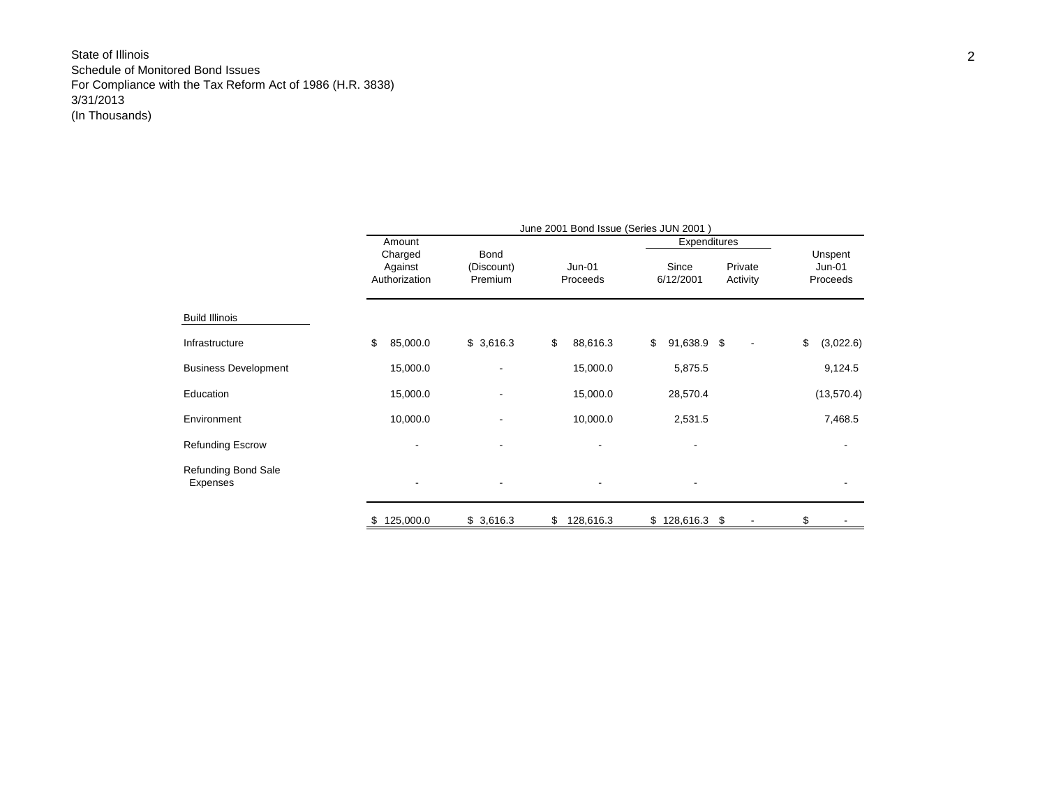State of Illinois
Schedule of Monitored Bond Issues
For Compliance with the Tax Reform Act of 1986 (H.R. 3838)
3/31/2013
(In Thousands)

| | June 2001 Bond Issue (Series JUN 2001 ) | | | | | |
|---|---|---|---|---|---|---|
| | Amount Charged Against Authorization | Bond (Discount) Premium | Jun-01 Proceeds | Expenditures Since 6/12/2001 | Expenditures Private Activity | Unspent Jun-01 Proceeds |
| **Build Illinois** | | | | | | |
| Infrastructure | $ 85,000.0 | $ 3,616.3 | $ 88,616.3 | $ 91,638.9 | $ - | $ (3,022.6) |
| Business Development | 15,000.0 | - | 15,000.0 | 5,875.5 | | 9,124.5 |
| Education | 15,000.0 | - | 15,000.0 | 28,570.4 | | (13,570.4) |
| Environment | 10,000.0 | - | 10,000.0 | 2,531.5 | | 7,468.5 |
| Refunding Escrow | - | - | - | - | | - |
| Refunding Bond Sale Expenses | - | - | - | - | | - |
| | $ 125,000.0 | $ 3,616.3 | $ 128,616.3 | $ 128,616.3 | $ - | $ - |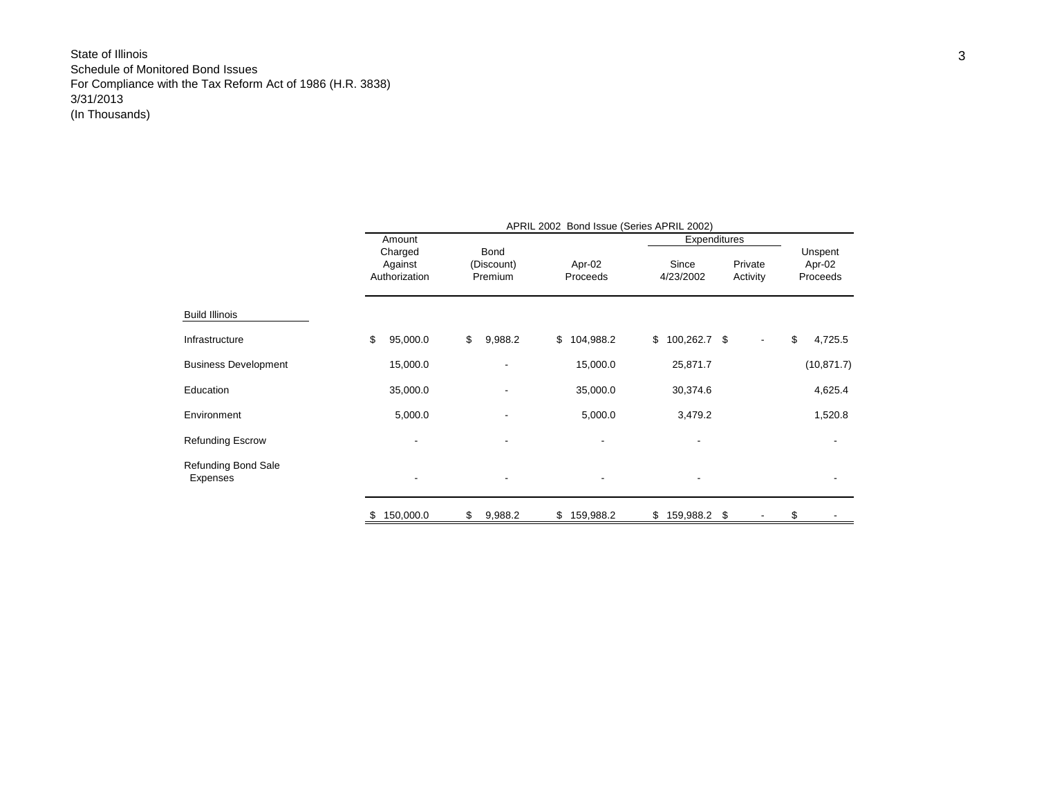State of Illinois
Schedule of Monitored Bond Issues
For Compliance with the Tax Reform Act of 1986 (H.R. 3838)
3/31/2013
(In Thousands)

| | APRIL 2002 Bond Issue (Series APRIL 2002) | | | | | |
|---|---|---|---|---|---|---|
| | | | | Expenditures | | |
| | Amount Charged Against Authorization | Bond (Discount) Premium | Apr-02 Proceeds | Since 4/23/2002 | Private Activity | Unspent Apr-02 Proceeds |
| **Build Illinois** | | | | | | |
| Infrastructure | $ 95,000.0 | $ 9,988.2 | $ 104,988.2 | $ 100,262.7 | $ - | $ 4,725.5 |
| Business Development | 15,000.0 | - | 15,000.0 | 25,871.7 | | (10,871.7) |
| Education | 35,000.0 | - | 35,000.0 | 30,374.6 | | 4,625.4 |
| Environment | 5,000.0 | - | 5,000.0 | 3,479.2 | | 1,520.8 |
| Refunding Escrow | - | - | - | - | | - |
| Refunding Bond Sale Expenses | - | - | - | - | | - |
| | $ 150,000.0 | $ 9,988.2 | $ 159,988.2 | $ 159,988.2 | $ - | $ - |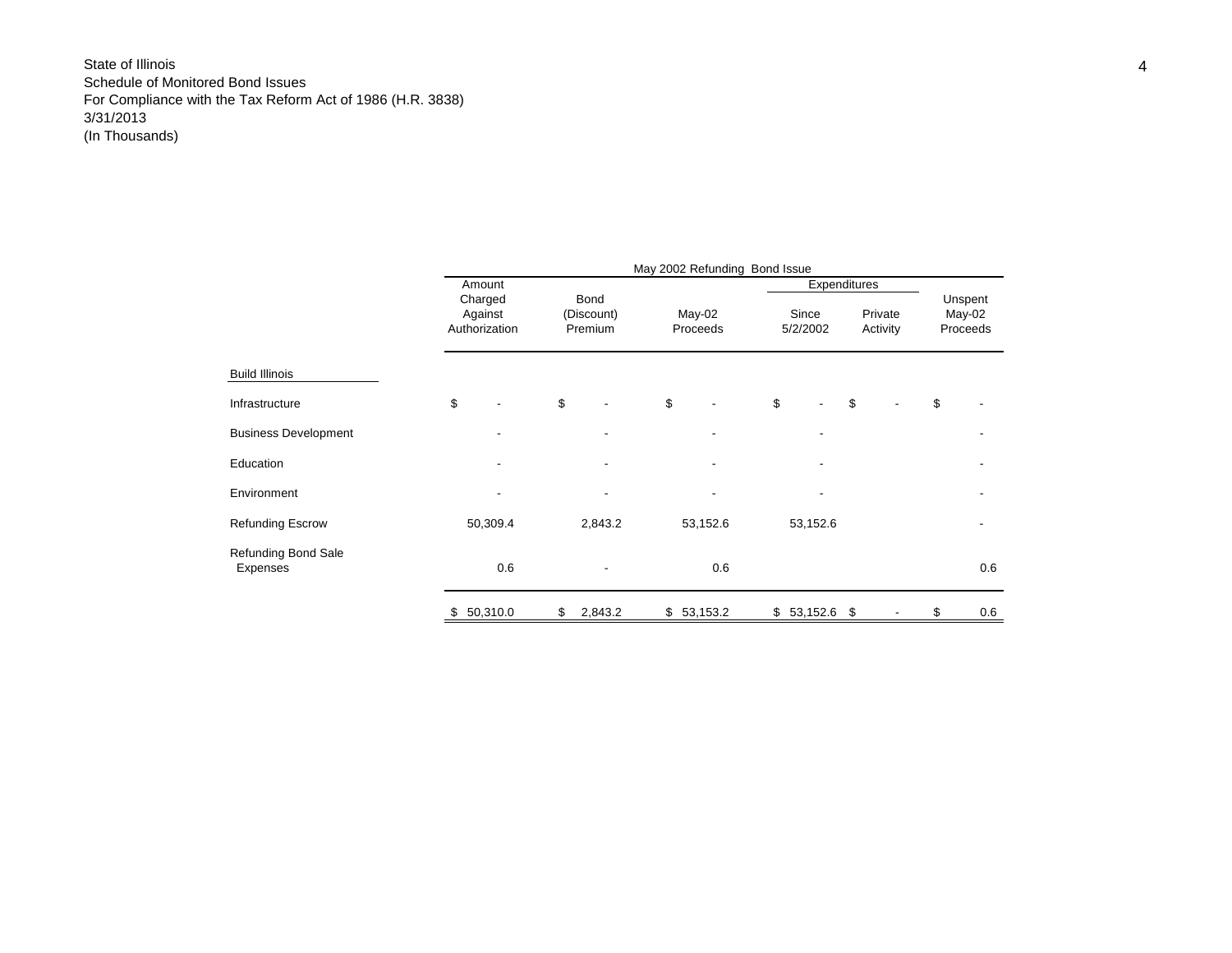State of Illinois
Schedule of Monitored Bond Issues
For Compliance with the Tax Reform Act of 1986 (H.R. 3838)
3/31/2013
(In Thousands)

| | May 2002 Refunding Bond Issue | | | | | |
|---|---|---|---|---|---|---|
| | | | | Expenditures | | |
| | Amount Charged Against Authorization | Bond (Discount) Premium | May-02 Proceeds | Since 5/2/2002 | Private Activity | Unspent May-02 Proceeds |
| **Build Illinois** | | | | | | |
| Infrastructure | $ - | $ - | $ - | $ - | $ - | $ - |
| Business Development | - | - | - | - | | - |
| Education | - | - | - | - | | - |
| Environment | - | - | - | - | | - |
| Refunding Escrow | 50,309.4 | 2,843.2 | 53,152.6 | 53,152.6 | | - |
| Refunding Bond Sale Expenses | 0.6 | - | 0.6 | | | 0.6 |
| | $ 50,310.0 | $ 2,843.2 | $ 53,153.2 | $ 53,152.6 | $ - | $ 0.6 |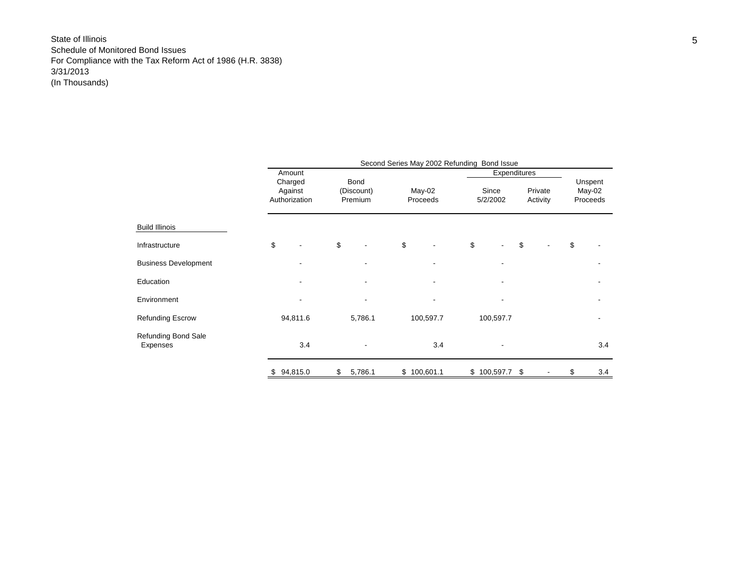State of Illinois
Schedule of Monitored Bond Issues
For Compliance with the Tax Reform Act of 1986 (H.R. 3838)
3/31/2013
(In Thousands)

| | Second Series May 2002 Refunding Bond Issue | | | | | |
|---|---|---|---|---|---|---|
| | | | | Expenditures | | |
| | Amount Charged Against Authorization | Bond (Discount) Premium | May-02 Proceeds | Since 5/2/2002 | Private Activity | Unspent May-02 Proceeds |
| Build Illinois | | | | | | |
| Infrastructure | $ - | $ - | $ - | $ - | $ - | $ - |
| Business Development | - | - | - | - | | - |
| Education | - | - | - | - | | - |
| Environment | - | - | - | - | | - |
| Refunding Escrow | 94,811.6 | 5,786.1 | 100,597.7 | 100,597.7 | | - |
| Refunding Bond Sale Expenses | 3.4 | - | 3.4 | - | | 3.4 |
| | $ 94,815.0 | $ 5,786.1 | $ 100,601.1 | $ 100,597.7 | $ - | $ 3.4 |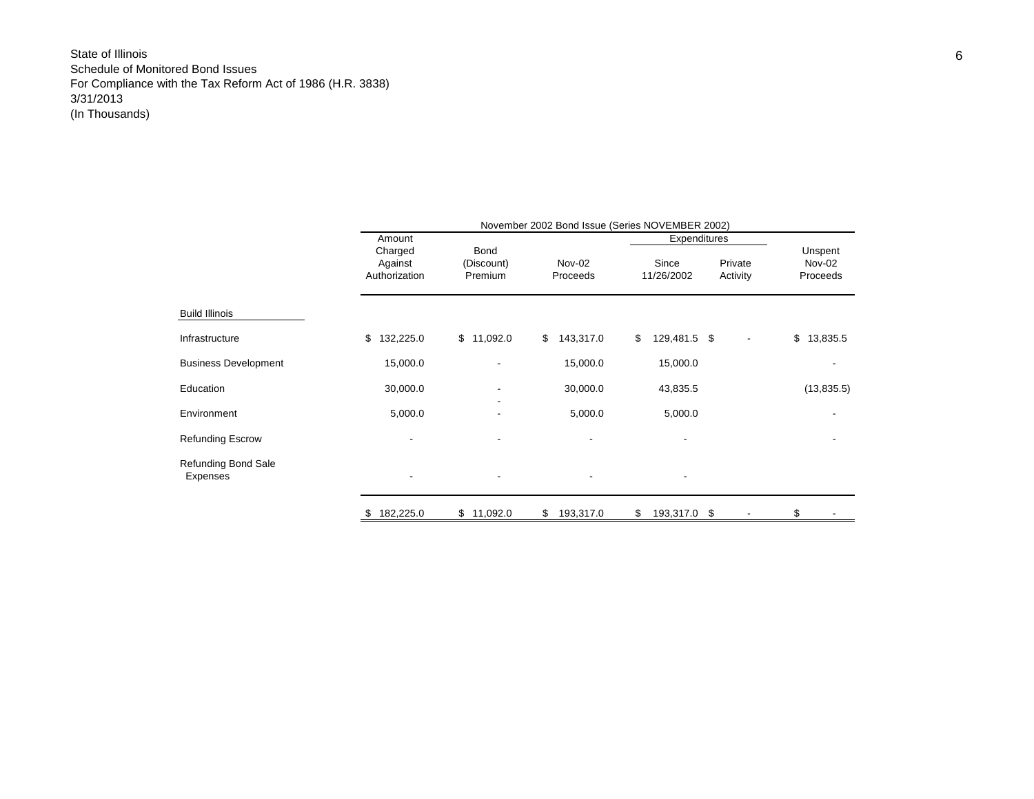State of Illinois
Schedule of Monitored Bond Issues
For Compliance with the Tax Reform Act of 1986 (H.R. 3838)
3/31/2013
(In Thousands)

| | November 2002 Bond Issue (Series NOVEMBER 2002) | | | | | |
|---|---|---|---|---|---|---|
| | | | | Expenditures | | |
| | Amount Charged Against Authorization | Bond (Discount) Premium | Nov-02 Proceeds | Since 11/26/2002 | Private Activity | Unspent Nov-02 Proceeds |
| **Build Illinois** | | | | | | |
| Infrastructure | $ 132,225.0 | $ 11,092.0 | $ 143,317.0 | $ 129,481.5 | $ - | $ 13,835.5 |
| Business Development | 15,000.0 | - | 15,000.0 | 15,000.0 | | - |
| Education | 30,000.0 | - | 30,000.0 | 43,835.5 | | (13,835.5) |
| Environment | 5,000.0 | - | 5,000.0 | 5,000.0 | | - |
| Refunding Escrow | - | - | - | - | | - |
| Refunding Bond Sale Expenses | - | - | - | - | | |
| | $ 182,225.0 | $ 11,092.0 | $ 193,317.0 | $ 193,317.0 | $ - | $ - |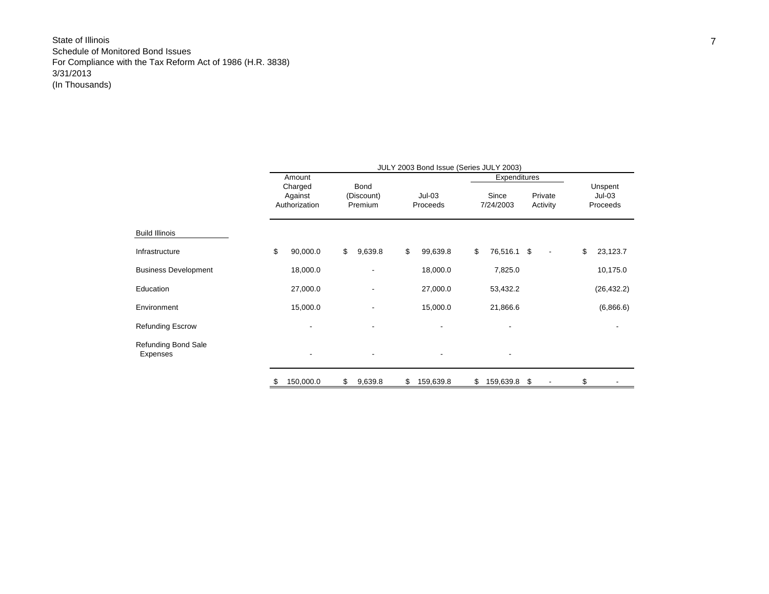State of Illinois
Schedule of Monitored Bond Issues
For Compliance with the Tax Reform Act of 1986 (H.R. 3838)
3/31/2013
(In Thousands)

| | JULY 2003 Bond Issue (Series JULY 2003) | | | | | |
|---|---|---|---|---|---|---|
| | | | | Expenditures | | |
| | Amount Charged Against Authorization | Bond (Discount) Premium | Jul-03 Proceeds | Since 7/24/2003 | Private Activity | Unspent Jul-03 Proceeds |
| **Build Illinois** | | | | | | |
| Infrastructure | $ 90,000.0 | $ 9,639.8 | $ 99,639.8 | $ 76,516.1 | $ - | $ 23,123.7 |
| Business Development | 18,000.0 | - | 18,000.0 | 7,825.0 | | 10,175.0 |
| Education | 27,000.0 | - | 27,000.0 | 53,432.2 | | (26,432.2) |
| Environment | 15,000.0 | - | 15,000.0 | 21,866.6 | | (6,866.6) |
| Refunding Escrow | - | - | - | - | | - |
| Refunding Bond Sale Expenses | - | - | - | - | | |
| | $ 150,000.0 | $ 9,639.8 | $ 159,639.8 | $ 159,639.8 | $ - | $ - |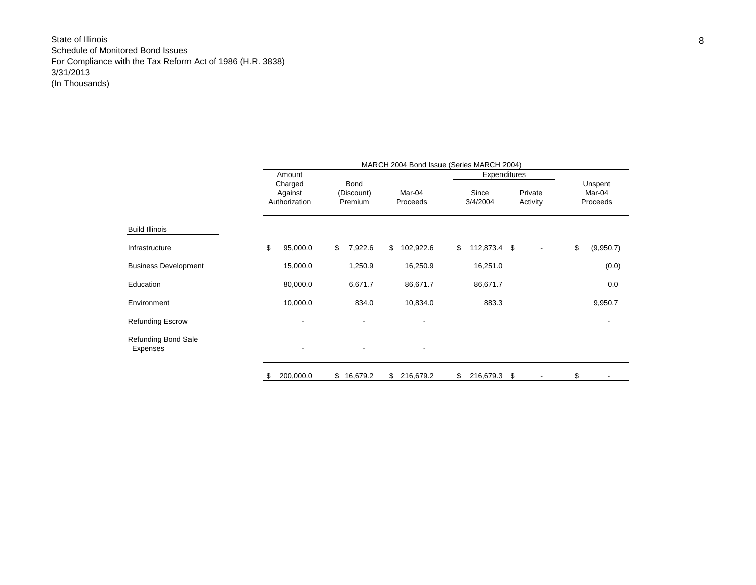State of Illinois
Schedule of Monitored Bond Issues
For Compliance with the Tax Reform Act of 1986 (H.R. 3838)
3/31/2013
(In Thousands)

| | MARCH 2004 Bond Issue (Series MARCH 2004) | | | | | |
|---|---|---|---|---|---|---|
| | | | | Expenditures | | |
| | Amount Charged Against Authorization | Bond (Discount) Premium | Mar-04 Proceeds | Since 3/4/2004 | Private Activity | Unspent Mar-04 Proceeds |
| **Build Illinois** | | | | | | |
| Infrastructure | $ 95,000.0 | $ 7,922.6 | $ 102,922.6 | $ 112,873.4 | $ - | $ (9,950.7) |
| Business Development | 15,000.0 | 1,250.9 | 16,250.9 | 16,251.0 | | (0.0) |
| Education | 80,000.0 | 6,671.7 | 86,671.7 | 86,671.7 | | 0.0 |
| Environment | 10,000.0 | 834.0 | 10,834.0 | 883.3 | | 9,950.7 |
| Refunding Escrow | - | - | - | | | - |
| Refunding Bond Sale Expenses | - | - | - | | | |
| | $ 200,000.0 | $ 16,679.2 | $ 216,679.2 | $ 216,679.3 | $ - | $ - |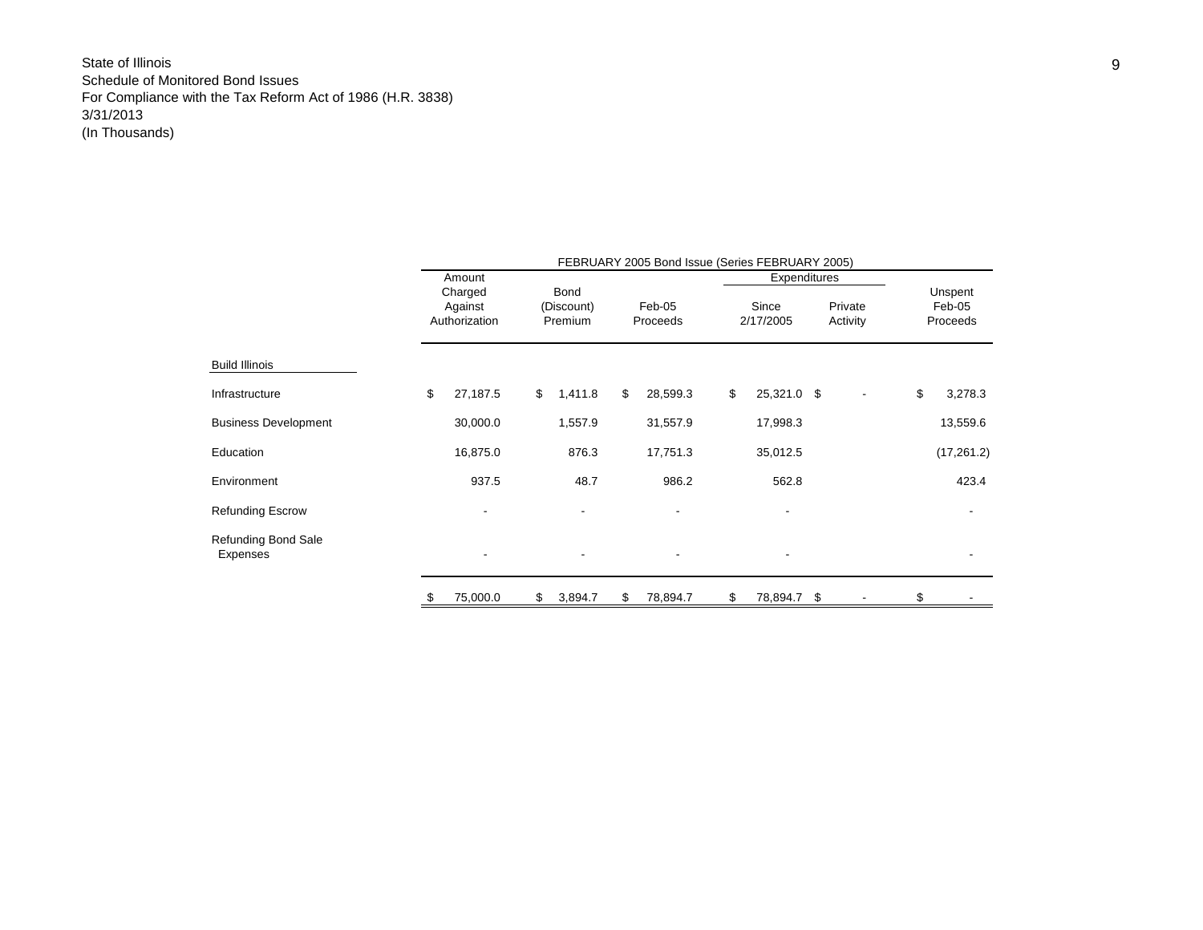State of Illinois
Schedule of Monitored Bond Issues
For Compliance with the Tax Reform Act of 1986 (H.R. 3838)
3/31/2013
(In Thousands)

| | FEBRUARY 2005 Bond Issue (Series FEBRUARY 2005) | | | | | |
|---|---|---|---|---|---|---|
| | | | | Expenditures | | |
| | Amount Charged Against Authorization | Bond (Discount) Premium | Feb-05 Proceeds | Since 2/17/2005 | Private Activity | Unspent Feb-05 Proceeds |
| Build Illinois | | | | | | |
| Infrastructure | $ 27,187.5 | $ 1,411.8 | $ 28,599.3 | $ 25,321.0 | $ - | $ 3,278.3 |
| Business Development | 30,000.0 | 1,557.9 | 31,557.9 | 17,998.3 | | 13,559.6 |
| Education | 16,875.0 | 876.3 | 17,751.3 | 35,012.5 | | (17,261.2) |
| Environment | 937.5 | 48.7 | 986.2 | 562.8 | | 423.4 |
| Refunding Escrow | - | - | - | - | | - |
| Refunding Bond Sale Expenses | - | - | - | - | | - |
| | $ 75,000.0 | $ 3,894.7 | $ 78,894.7 | $ 78,894.7 | $ - | $ - |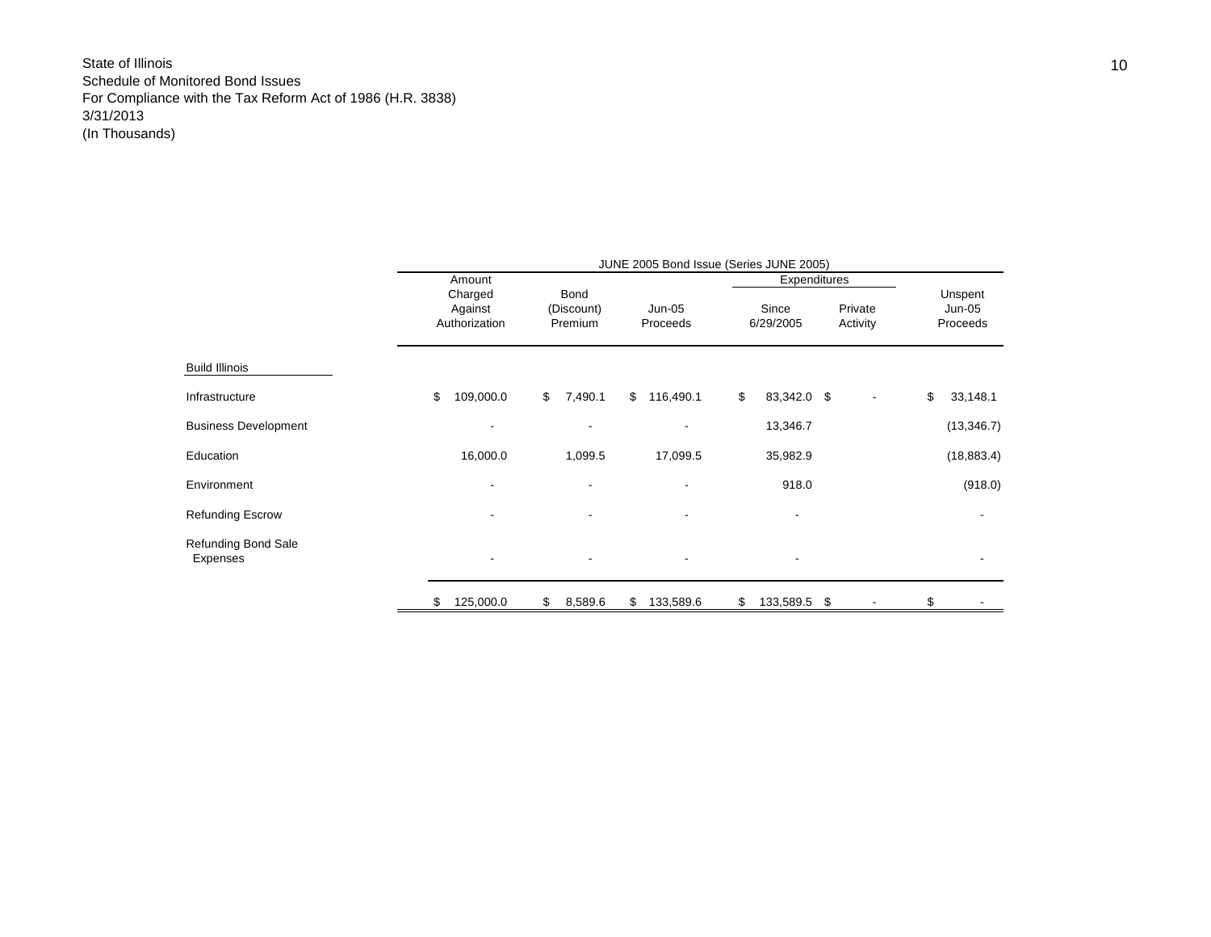State of Illinois
Schedule of Monitored Bond Issues
For Compliance with the Tax Reform Act of 1986 (H.R. 3838)
3/31/2013
(In Thousands)

| | JUNE 2005 Bond Issue (Series JUNE 2005) | | | | | |
|---|---|---|---|---|---|---|
| | | | | Expenditures | | |
| | Amount Charged Against Authorization | Bond (Discount) Premium | Jun-05 Proceeds | Since 6/29/2005 | Private Activity | Unspent Jun-05 Proceeds |
| **Build Illinois** | | | | | | |
| Infrastructure | $ 109,000.0 | $ 7,490.1 | $ 116,490.1 | $ 83,342.0 | $ - | $ 33,148.1 |
| Business Development | - | - | - | 13,346.7 | | (13,346.7) |
| Education | 16,000.0 | 1,099.5 | 17,099.5 | 35,982.9 | | (18,883.4) |
| Environment | - | - | - | 918.0 | | (918.0) |
| Refunding Escrow | - | - | - | - | | - |
| Refunding Bond Sale Expenses | - | - | - | - | | - |
| | $ 125,000.0 | $ 8,589.6 | $ 133,589.6 | $ 133,589.5 | $ - | $ - |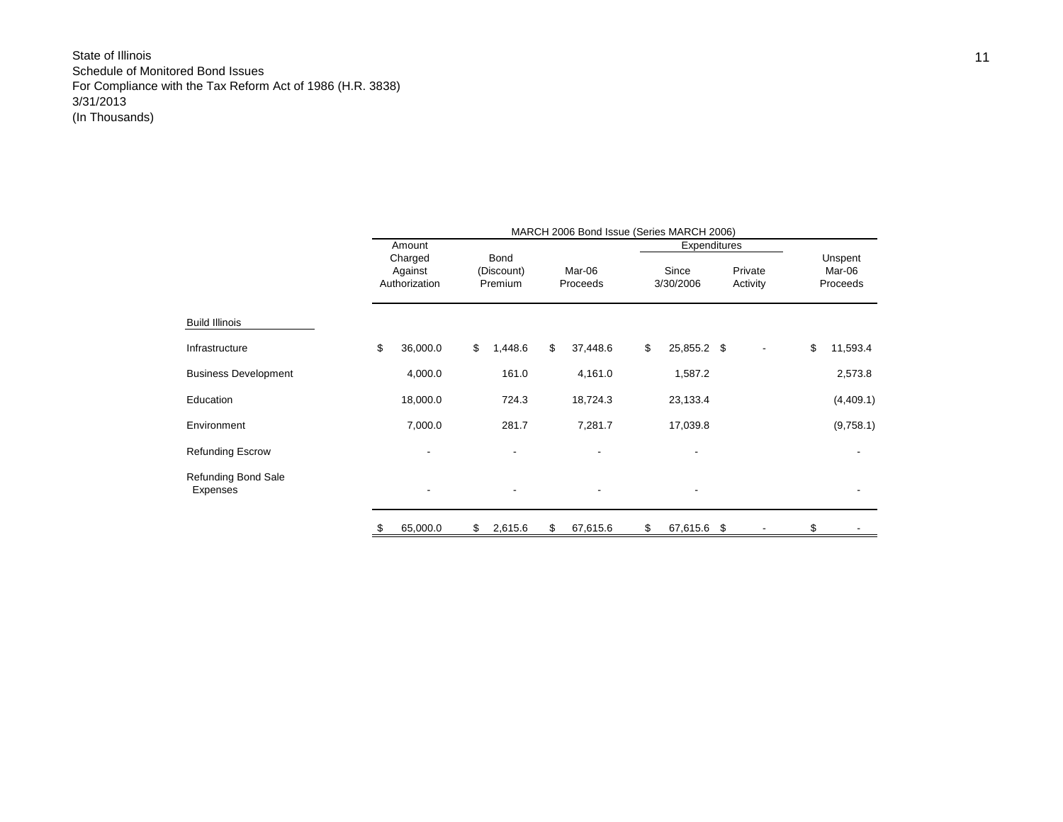State of Illinois
Schedule of Monitored Bond Issues
For Compliance with the Tax Reform Act of 1986 (H.R. 3838)
3/31/2013
(In Thousands)

| | MARCH 2006 Bond Issue (Series MARCH 2006) | | | | | |
|---|---|---|---|---|---|---|
| | | | | Expenditures | | |
| | Amount Charged Against Authorization | Bond (Discount) Premium | Mar-06 Proceeds | Since 3/30/2006 | Private Activity | Unspent Mar-06 Proceeds |
| **Build Illinois** | | | | | | |
| Infrastructure | $ 36,000.0 | $ 1,448.6 | $ 37,448.6 | $ 25,855.2 | $ - | $ 11,593.4 |
| Business Development | 4,000.0 | 161.0 | 4,161.0 | 1,587.2 | | 2,573.8 |
| Education | 18,000.0 | 724.3 | 18,724.3 | 23,133.4 | | (4,409.1) |
| Environment | 7,000.0 | 281.7 | 7,281.7 | 17,039.8 | | (9,758.1) |
| Refunding Escrow | - | - | - | - | | - |
| Refunding Bond Sale Expenses | - | - | - | - | | - |
| | $ 65,000.0 | $ 2,615.6 | $ 67,615.6 | $ 67,615.6 | $ - | $ - |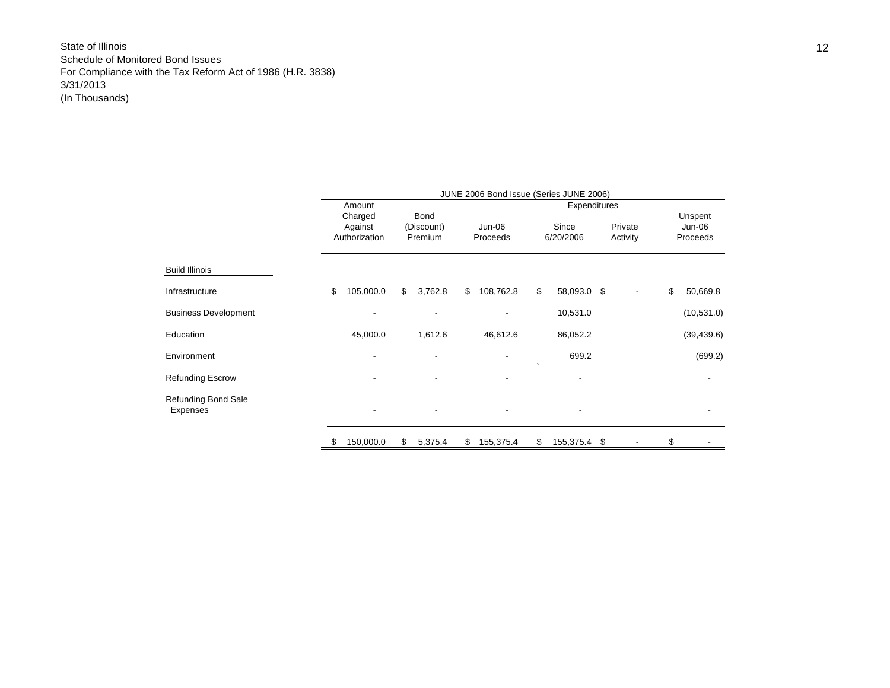State of Illinois
Schedule of Monitored Bond Issues
For Compliance with the Tax Reform Act of 1986 (H.R. 3838)
3/31/2013
(In Thousands)

| | JUNE 2006 Bond Issue (Series JUNE 2006) | | | | | |
|---|---|---|---|---|---|---|
| | | | | Expenditures | | |
| | Amount Charged Against Authorization | Bond (Discount) Premium | Jun-06 Proceeds | Since 6/20/2006 | Private Activity | Unspent Jun-06 Proceeds |
| **Build Illinois** | | | | | | |
| Infrastructure | $ 105,000.0 | $ 3,762.8 | $ 108,762.8 | $ 58,093.0 | $ - | $ 50,669.8 |
| Business Development | - | - | - | 10,531.0 | | (10,531.0) |
| Education | 45,000.0 | 1,612.6 | 46,612.6 | 86,052.2 | | (39,439.6) |
| Environment | - | - | - | 699.2 | | (699.2) |
| Refunding Escrow | - | - | - | - | | - |
| Refunding Bond Sale Expenses | - | - | - | - | | - |
| | $ 150,000.0 | $ 5,375.4 | $ 155,375.4 | $ 155,375.4 | $ - | $ - |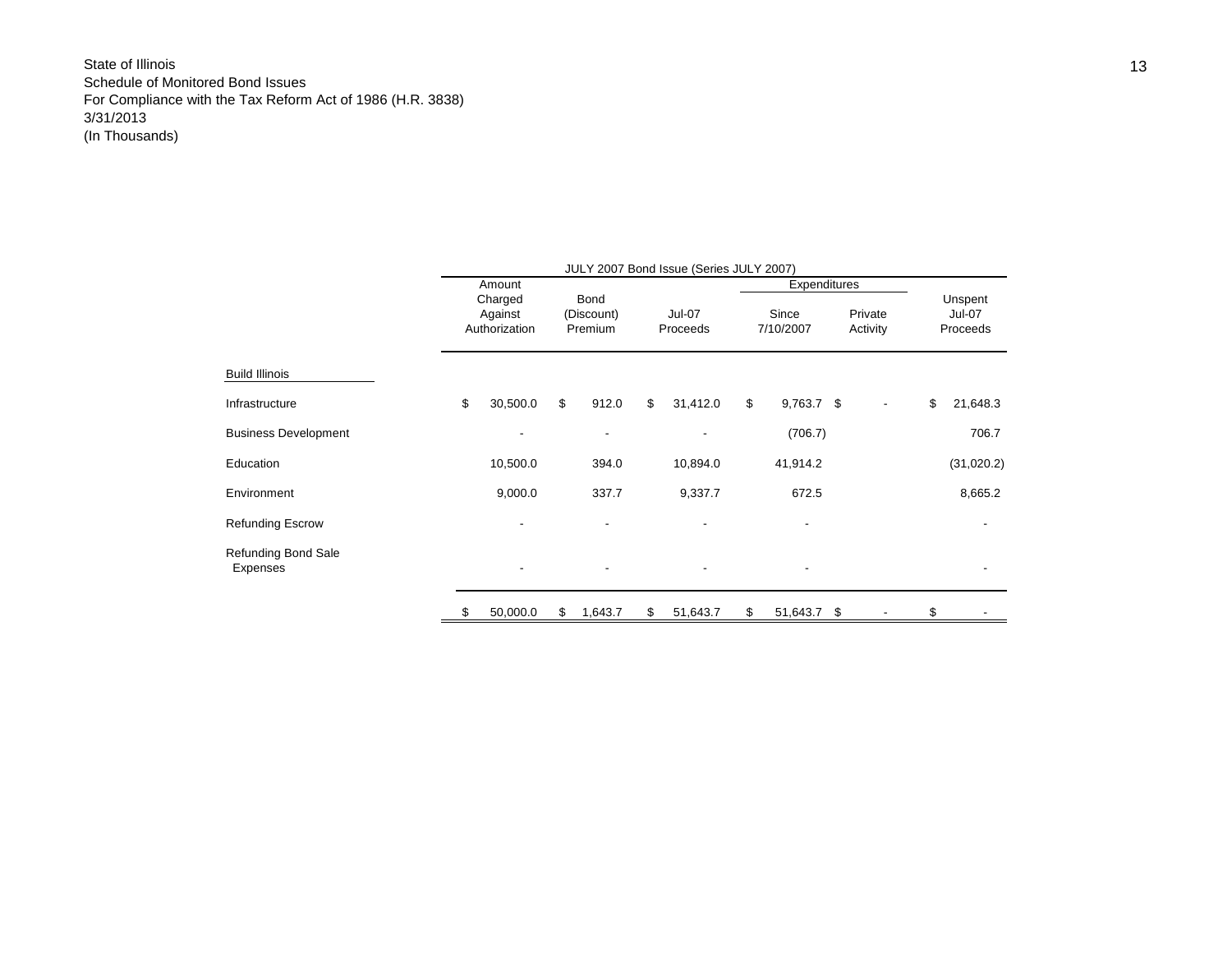State of Illinois
Schedule of Monitored Bond Issues
For Compliance with the Tax Reform Act of 1986 (H.R. 3838)
3/31/2013
(In Thousands)

| | JULY 2007 Bond Issue (Series JULY 2007) | | | | | |
|---|---|---|---|---|---|---|
| | | | | Expenditures | | |
| | Amount Charged Against Authorization | Bond (Discount) Premium | Jul-07 Proceeds | Since 7/10/2007 | Private Activity | Unspent Jul-07 Proceeds |
| **Build Illinois** | | | | | | |
| Infrastructure | $ 30,500.0 | $ 912.0 | $ 31,412.0 | $ 9,763.7 | $ - | $ 21,648.3 |
| Business Development | - | - | - | (706.7) | | 706.7 |
| Education | 10,500.0 | 394.0 | 10,894.0 | 41,914.2 | | (31,020.2) |
| Environment | 9,000.0 | 337.7 | 9,337.7 | 672.5 | | 8,665.2 |
| Refunding Escrow | - | - | - | - | | - |
| Refunding Bond Sale Expenses | - | - | - | - | | - |
| | $ 50,000.0 | $ 1,643.7 | $ 51,643.7 | $ 51,643.7 | $ - | $ - |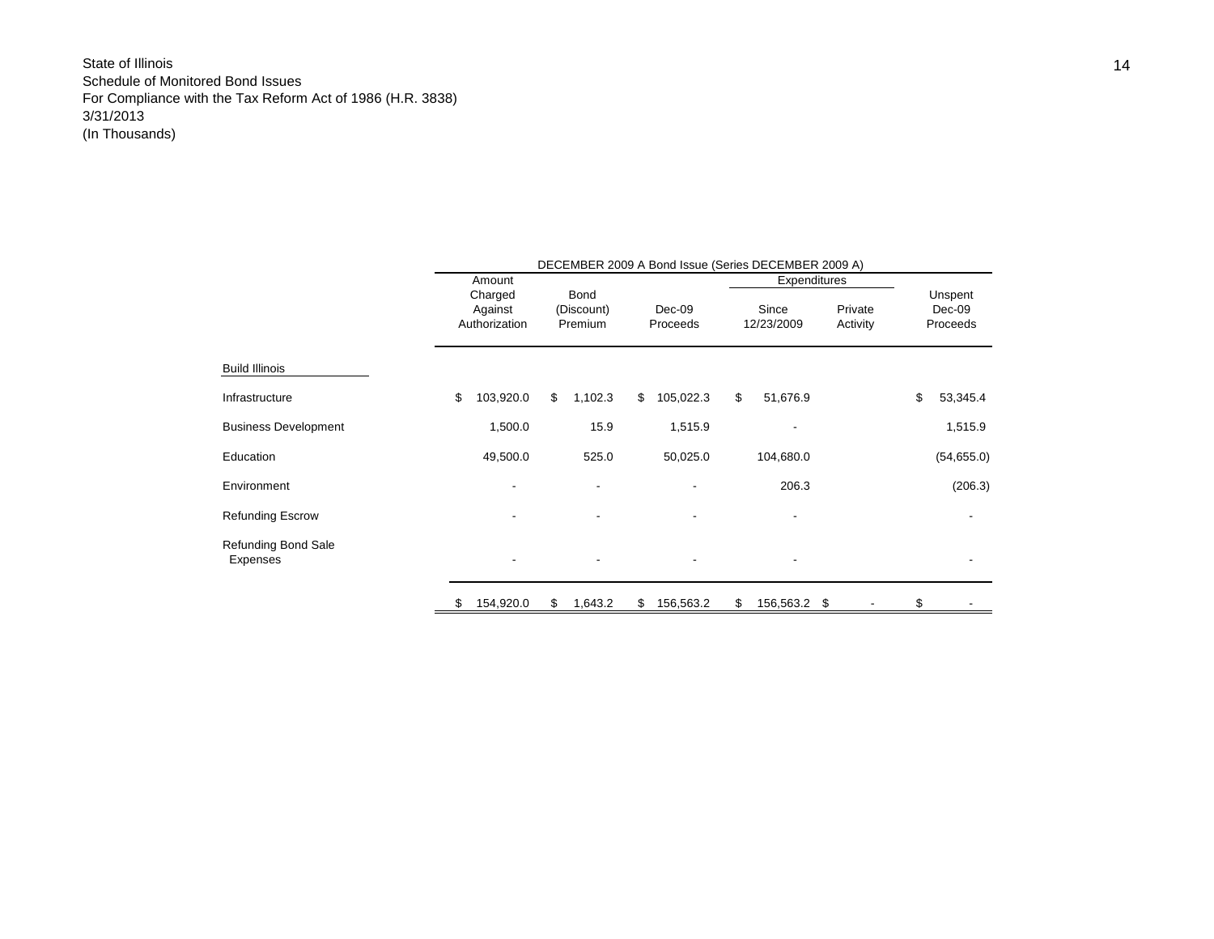State of Illinois
Schedule of Monitored Bond Issues
For Compliance with the Tax Reform Act of 1986 (H.R. 3838)
3/31/2013
(In Thousands)

| | DECEMBER 2009 A Bond Issue (Series DECEMBER 2009 A) | | | | | |
|---|---|---|---|---|---|---|
| | | | | Expenditures | | |
| | Amount Charged Against Authorization | Bond (Discount) Premium | Dec-09 Proceeds | Since 12/23/2009 | Private Activity | Unspent Dec-09 Proceeds |
| **Build Illinois** | | | | | | |
| Infrastructure | $ 103,920.0 | $ 1,102.3 | $ 105,022.3 | $ 51,676.9 | | $ 53,345.4 |
| Business Development | 1,500.0 | 15.9 | 1,515.9 | - | | 1,515.9 |
| Education | 49,500.0 | 525.0 | 50,025.0 | 104,680.0 | | (54,655.0) |
| Environment | - | - | - | 206.3 | | (206.3) |
| Refunding Escrow | - | - | - | - | | - |
| Refunding Bond Sale Expenses | - | - | - | - | | - |
| | $ 154,920.0 | $ 1,643.2 | $ 156,563.2 | $ 156,563.2 | $ - | $ - |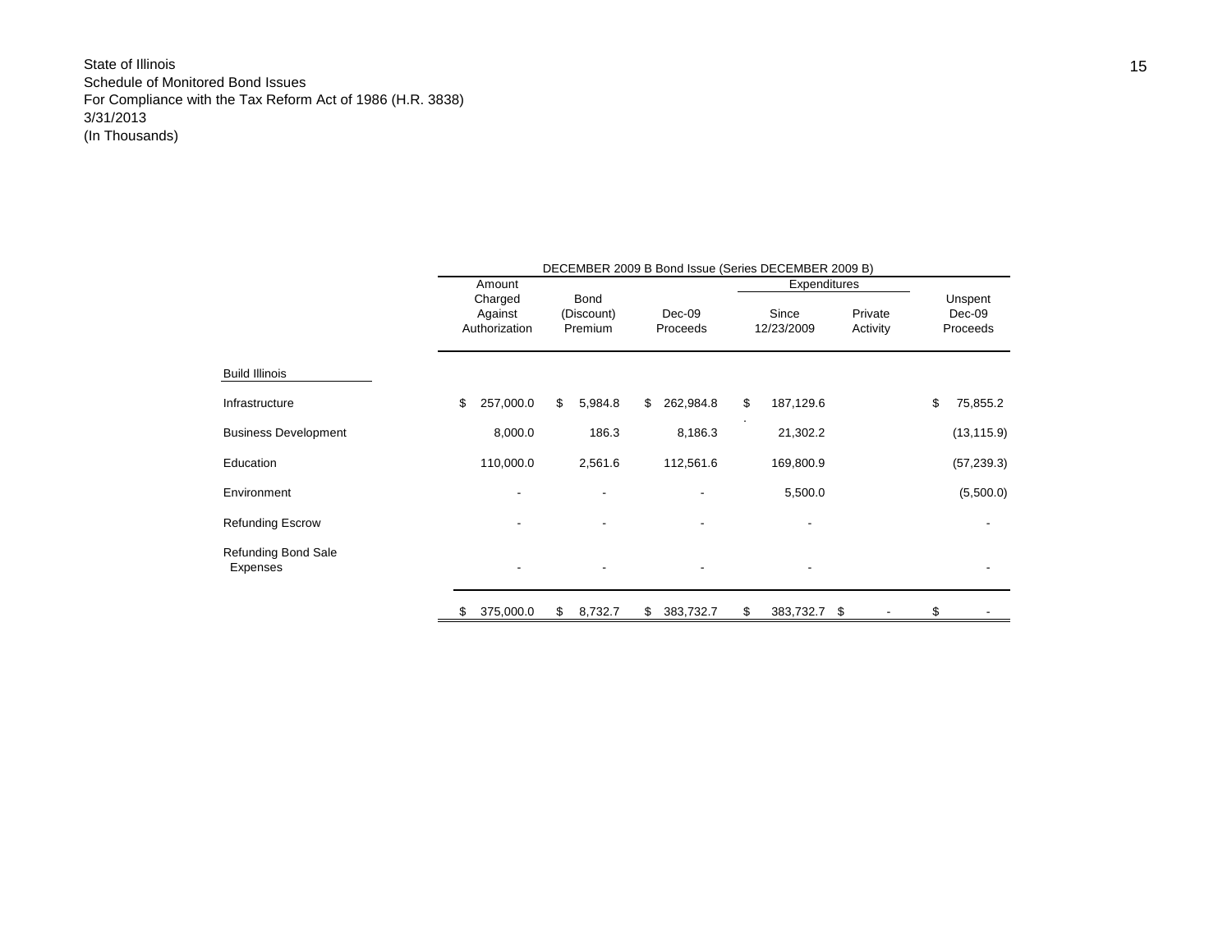State of Illinois
Schedule of Monitored Bond Issues
For Compliance with the Tax Reform Act of 1986 (H.R. 3838)
3/31/2013
(In Thousands)

| | DECEMBER 2009 B Bond Issue (Series DECEMBER 2009 B) | | | | | |
|---|---|---|---|---|---|---|
| | | | | Expenditures | | |
| | Amount Charged Against Authorization | Bond (Discount) Premium | Dec-09 Proceeds | Since 12/23/2009 | Private Activity | Unspent Dec-09 Proceeds |
| **Build Illinois** | | | | | | |
| Infrastructure | $ 257,000.0 | $ 5,984.8 | $ 262,984.8 | $ 187,129.6 | | $ 75,855.2 |
| Business Development | 8,000.0 | 186.3 | 8,186.3 | 21,302.2 | | (13,115.9) |
| Education | 110,000.0 | 2,561.6 | 112,561.6 | 169,800.9 | | (57,239.3) |
| Environment | - | - | - | 5,500.0 | | (5,500.0) |
| Refunding Escrow | - | - | - | - | | - |
| Refunding Bond Sale Expenses | - | - | - | - | | - |
| | $ 375,000.0 | $ 8,732.7 | $ 383,732.7 | $ 383,732.7 | $ - | $ - |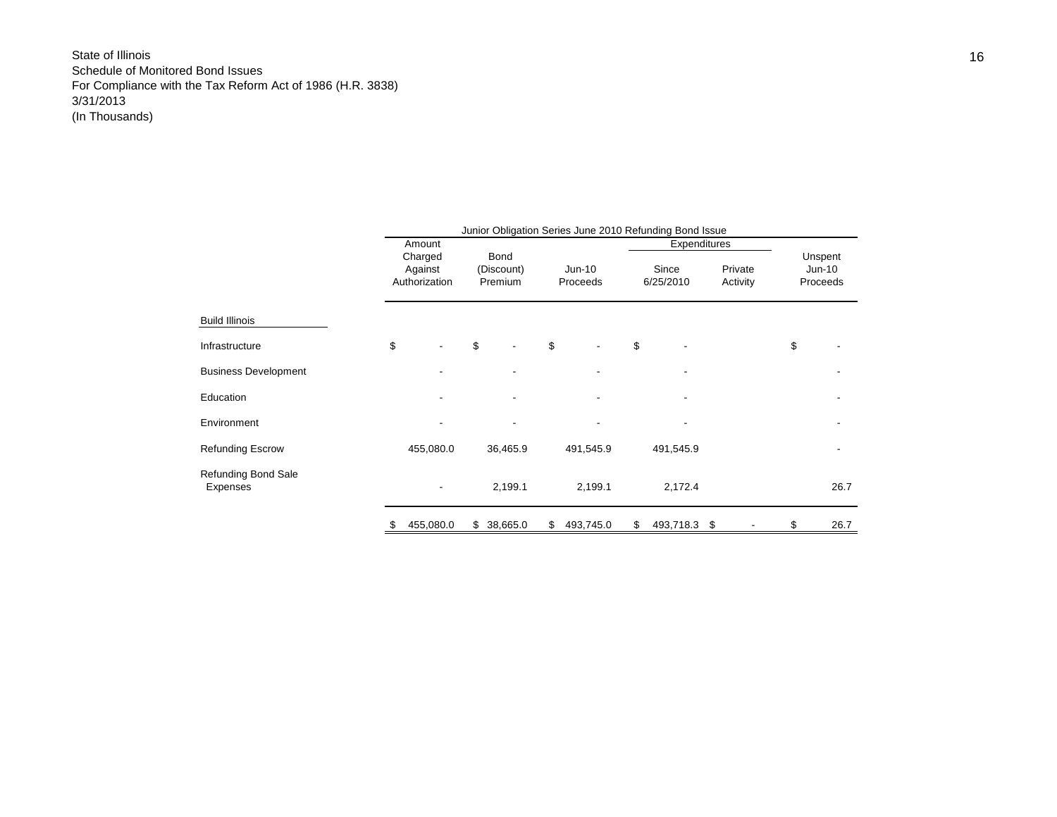State of Illinois
Schedule of Monitored Bond Issues
For Compliance with the Tax Reform Act of 1986 (H.R. 3838)
3/31/2013
(In Thousands)

| | Junior Obligation Series June 2010 Refunding Bond Issue | | | | | |
|---|---|---|---|---|---|---|
| | | | | Expenditures | | |
| | Amount Charged Against Authorization | Bond (Discount) Premium | Jun-10 Proceeds | Since 6/25/2010 | Private Activity | Unspent Jun-10 Proceeds |
| **Build Illinois** | | | | | | |
| Infrastructure | $ - | $ - | $ - | $ - | | $ - |
| Business Development | - | - | - | - | | - |
| Education | - | - | - | - | | - |
| Environment | - | - | - | - | | - |
| Refunding Escrow | 455,080.0 | 36,465.9 | 491,545.9 | 491,545.9 | | - |
| Refunding Bond Sale Expenses | - | 2,199.1 | 2,199.1 | 2,172.4 | | 26.7 |
| | $ 455,080.0 | $ 38,665.0 | $ 493,745.0 | $ 493,718.3 | $ - | $ 26.7 |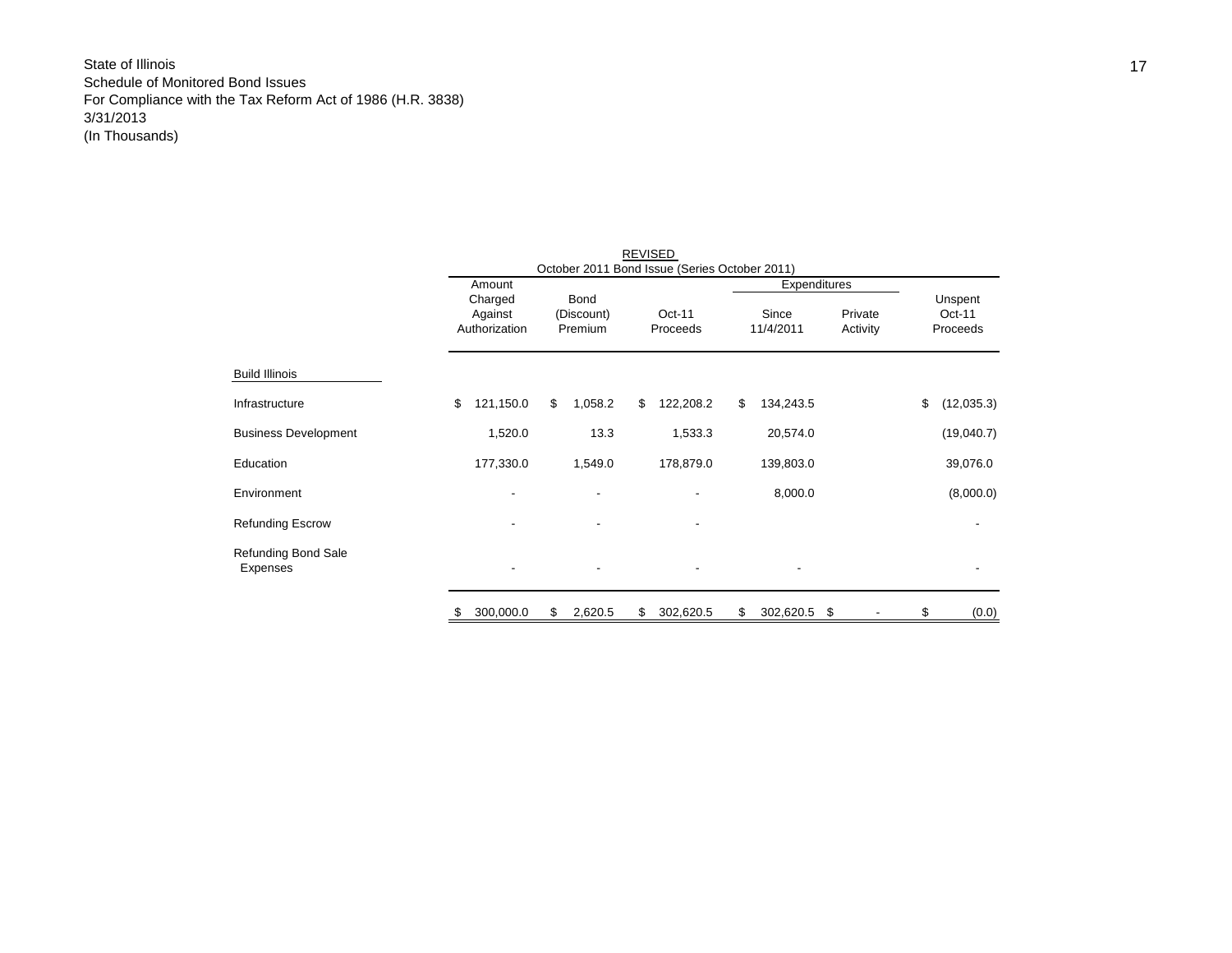State of Illinois
Schedule of Monitored Bond Issues
For Compliance with the Tax Reform Act of 1986 (H.R. 3838)
3/31/2013
(In Thousands)

REVISED
October 2011 Bond Issue (Series October 2011)

| | Amount Charged Against Authorization | Bond (Discount) Premium | Oct-11 Proceeds | Expenditures Since 11/4/2011 | Expenditures Private Activity | Unspent Oct-11 Proceeds |
|---|---|---|---|---|---|---|
| **Build Illinois** | | | | | | |
| Infrastructure | $ 121,150.0 | $ 1,058.2 | $ 122,208.2 | $ 134,243.5 | | $ (12,035.3) |
| Business Development | 1,520.0 | 13.3 | 1,533.3 | 20,574.0 | | (19,040.7) |
| Education | 177,330.0 | 1,549.0 | 178,879.0 | 139,803.0 | | 39,076.0 |
| Environment | - | - | - | 8,000.0 | | (8,000.0) |
| Refunding Escrow | - | - | - | | | - |
| Refunding Bond Sale Expenses | - | - | - | - | | - |
| | $ 300,000.0 | $ 2,620.5 | $ 302,620.5 | $ 302,620.5 | $ - | $ (0.0) |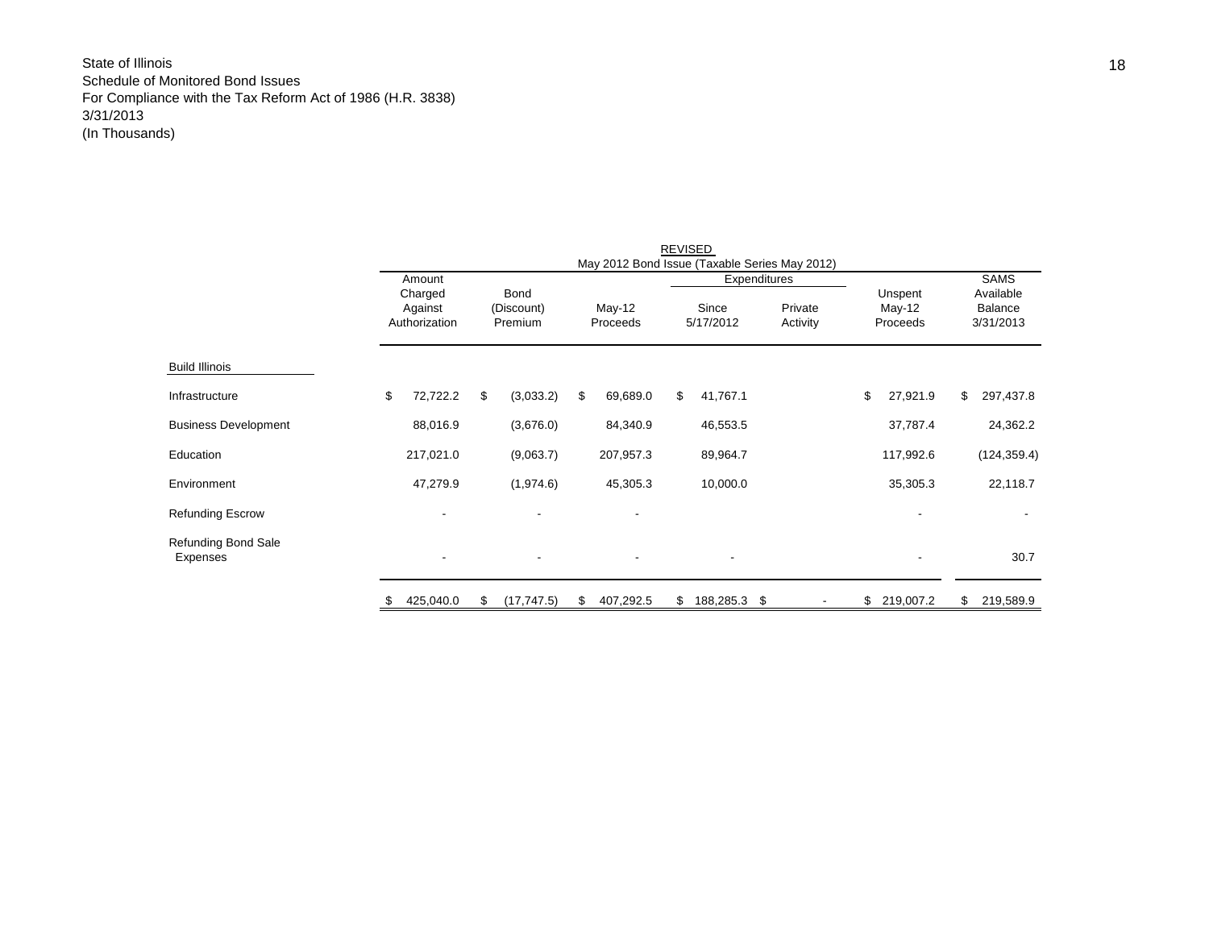State of Illinois
Schedule of Monitored Bond Issues
For Compliance with the Tax Reform Act of 1986 (H.R. 3838)
3/31/2013
(In Thousands)

| | REVISED May 2012 Bond Issue (Taxable Series May 2012) | | | | | | |
|---|---|---|---|---|---|---|---|
| | | | | Expenditures | | | |
| | Amount Charged Against Authorization | Bond (Discount) Premium | May-12 Proceeds | Since 5/17/2012 | Private Activity | Unspent May-12 Proceeds | SAMS Available Balance 3/31/2013 |
| Build Illinois | | | | | | | |
| Infrastructure | $ 72,722.2 | $ (3,033.2) | $ 69,689.0 | $ 41,767.1 | | $ 27,921.9 | $ 297,437.8 |
| Business Development | 88,016.9 | (3,676.0) | 84,340.9 | 46,553.5 | | 37,787.4 | 24,362.2 |
| Education | 217,021.0 | (9,063.7) | 207,957.3 | 89,964.7 | | 117,992.6 | (124,359.4) |
| Environment | 47,279.9 | (1,974.6) | 45,305.3 | 10,000.0 | | 35,305.3 | 22,118.7 |
| Refunding Escrow | - | - | - | | | - | - |
| Refunding Bond Sale Expenses | - | - | - | - | | - | 30.7 |
| | $ 425,040.0 | $ (17,747.5) | $ 407,292.5 | $ 188,285.3 | $ - | $ 219,007.2 | $ 219,589.9 |